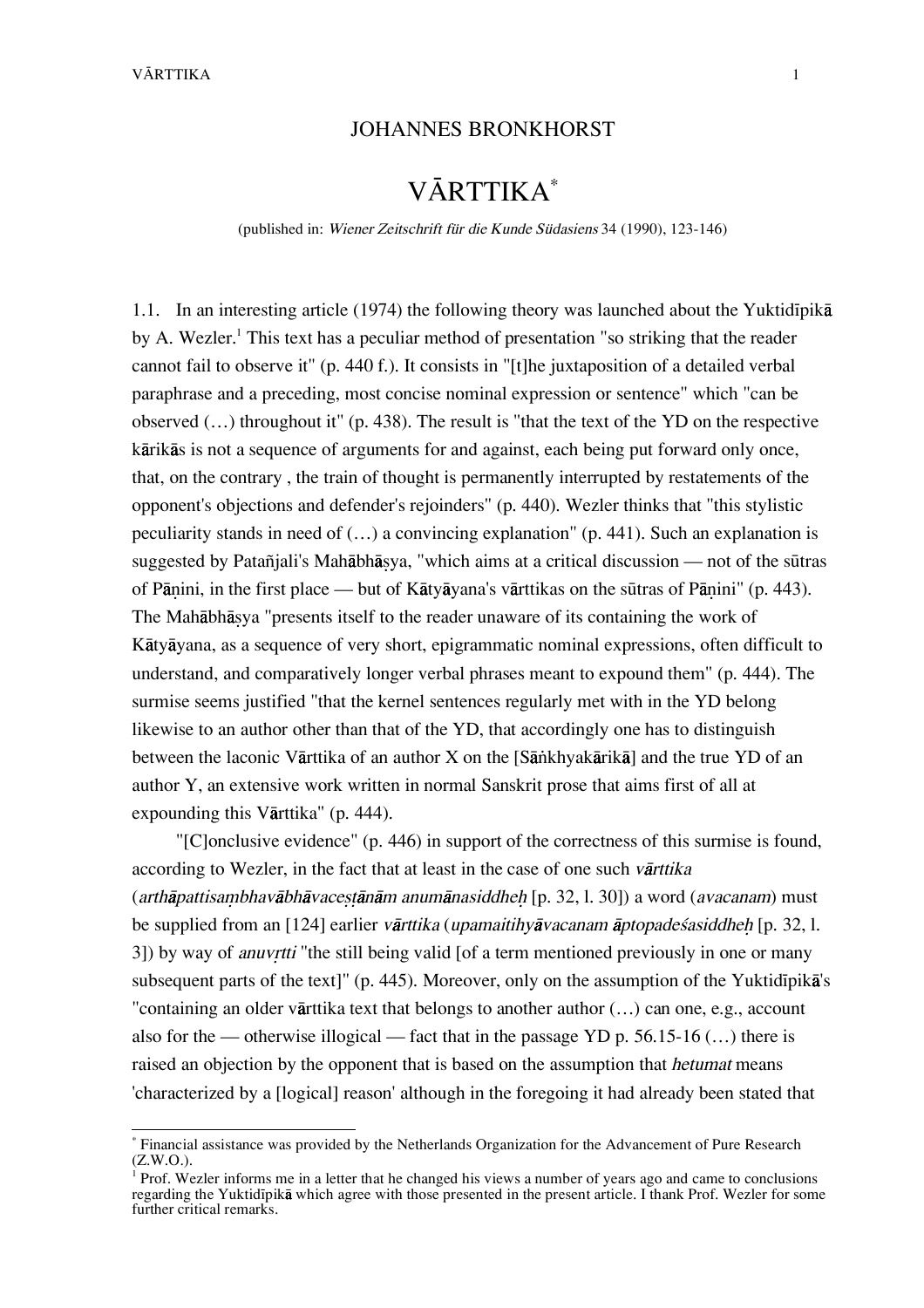JOHANNES BRONKHORST

# VĀRTTIKA*

(published in: *Wiener Zeitschrift für die Kunde Südasiens* 34 (1990), 123-146)

1.1. In an interesting article (1974) the following theory was launched about the Yuktidīpikā by A. Wezler.[1] This text has a peculiar method of presentation "so striking that the reader cannot fail to observe it" (p. 440 f.). It consists in "[t]he juxtaposition of a detailed verbal paraphrase and a preceding, most concise nominal expression or sentence" which "can be observed (…) throughout it" (p. 438). The result is "that the text of the YD on the respective kārikās is not a sequence of arguments for and against, each being put forward only once, that, on the contrary , the train of thought is permanently interrupted by restatements of the opponent's objections and defender's rejoinders" (p. 440). Wezler thinks that "this stylistic peculiarity stands in need of (…) a convincing explanation" (p. 441). Such an explanation is suggested by Patañjali's Mahābhāṣya, "which aims at a critical discussion — not of the sūtras of Pāṇini, in the first place — but of Kātyāyana's vārttikas on the sūtras of Pāṇini" (p. 443). The Mahābhāṣya "presents itself to the reader unaware of its containing the work of Kātyāyana, as a sequence of very short, epigrammatic nominal expressions, often difficult to understand, and comparatively longer verbal phrases meant to expound them" (p. 444). The surmise seems justified "that the kernel sentences regularly met with in the YD belong likewise to an author other than that of the YD, that accordingly one has to distinguish between the laconic Vārttika of an author X on the [Sāṅkhyakārikā] and the true YD of an author Y, an extensive work written in normal Sanskrit prose that aims first of all at expounding this Vārttika" (p. 444).

"[C]onclusive evidence" (p. 446) in support of the correctness of this surmise is found, according to Wezler, in the fact that at least in the case of one such *vārttika* (*arthāpattisaṃbhavābhāvaceṣṭānām anumānasiddheḥ* [p. 32, l. 30]) a word (*avacanam*) must be supplied from an [124] earlier *vārttika* (*upamaitihyāvacanam āptopadeśasiddheḥ* [p. 32, l. 3]) by way of *anuvṛtti* "the still being valid [of a term mentioned previously in one or many subsequent parts of the text]" (p. 445). Moreover, only on the assumption of the Yuktidīpikā's "containing an older vārttika text that belongs to another author (…) can one, e.g., account also for the — otherwise illogical — fact that in the passage YD p. 56.15-16 (…) there is raised an objection by the opponent that is based on the assumption that *hetumat* means 'characterized by a [logical] reason' although in the foregoing it had already been stated that

---

* Financial assistance was provided by the Netherlands Organization for the Advancement of Pure Research (Z.W.O.).

[1] Prof. Wezler informs me in a letter that he changed his views a number of years ago and came to conclusions regarding the Yuktidīpikā which agree with those presented in the present article. I thank Prof. Wezler for some further critical remarks.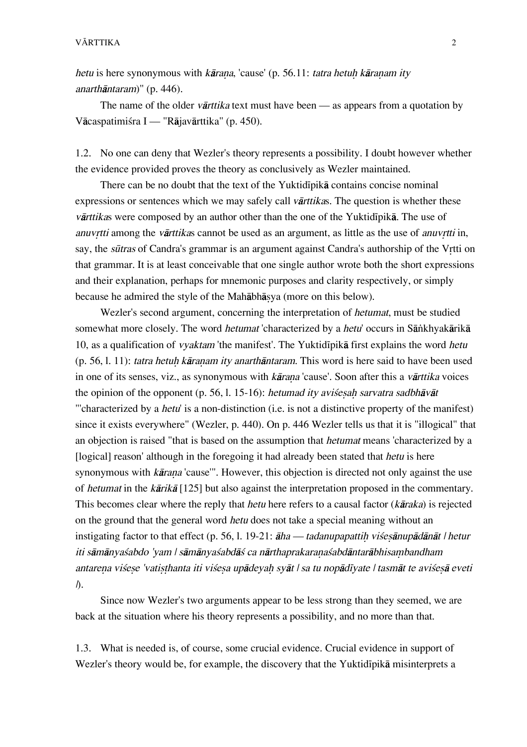*hetu* is here synonymous with *kāraṇa*, 'cause' (p. 56.11: *tatra hetuḥ kāraṇam ity anarthāntaram*)" (p. 446).

The name of the older *vārttika* text must have been — as appears from a quotation by Vācaspatimiśra I — "Rājavārttika" (p. 450).

1.2. No one can deny that Wezler's theory represents a possibility. I doubt however whether the evidence provided proves the theory as conclusively as Wezler maintained.

There can be no doubt that the text of the Yuktidīpikā contains concise nominal expressions or sentences which we may safely call *vārttika*s. The question is whether these *vārttika*s were composed by an author other than the one of the Yuktidīpikā. The use of *anuvṛtti* among the *vārttika*s cannot be used as an argument, as little as the use of *anuvṛtti* in, say, the *sūtras* of Candra's grammar is an argument against Candra's authorship of the Vṛtti on that grammar. It is at least conceivable that one single author wrote both the short expressions and their explanation, perhaps for mnemonic purposes and clarity respectively, or simply because he admired the style of the Mahābhāṣya (more on this below).

Wezler's second argument, concerning the interpretation of *hetumat*, must be studied somewhat more closely. The word *hetumat* 'characterized by a *hetu*' occurs in Sāṅkhyakārikā 10, as a qualification of *vyaktam* 'the manifest'. The Yuktidīpikā first explains the word *hetu* (p. 56, l. 11): *tatra hetuḥ kāraṇam ity anarthāntaram*. This word is here said to have been used in one of its senses, viz., as synonymous with *kāraṇa* 'cause'. Soon after this a *vārttika* voices the opinion of the opponent (p. 56, l. 15-16): *hetumad ity aviśeṣaḥ sarvatra sadbhāvāt* "'characterized by a *hetu*' is a non-distinction (i.e. is not a distinctive property of the manifest) since it exists everywhere" (Wezler, p. 440). On p. 446 Wezler tells us that it is "illogical" that an objection is raised "that is based on the assumption that *hetumat* means 'characterized by a [logical] reason' although in the foregoing it had already been stated that *hetu* is here synonymous with *kāraṇa* 'cause'". However, this objection is directed not only against the use of *hetumat* in the *kārikā* [125] but also against the interpretation proposed in the commentary. This becomes clear where the reply that *hetu* here refers to a causal factor (*kāraka*) is rejected on the ground that the general word *hetu* does not take a special meaning without an instigating factor to that effect (p. 56, l. 19-21: *āha — tadanupapattiḥ viśeṣānupādānāt / hetur iti sāmānyaśabdo 'yam / sāmānyaśabdāś ca nārthaprakaraṇaśabdāntarābhisaṃbandham antareṇa viśeṣe 'vatiṣṭhanta iti viśeṣa upādeyaḥ syāt / sa tu nopādīyate / tasmāt te aviśeṣā eveti /*).

Since now Wezler's two arguments appear to be less strong than they seemed, we are back at the situation where his theory represents a possibility, and no more than that.

1.3. What is needed is, of course, some crucial evidence. Crucial evidence in support of Wezler's theory would be, for example, the discovery that the Yuktidīpikā misinterprets a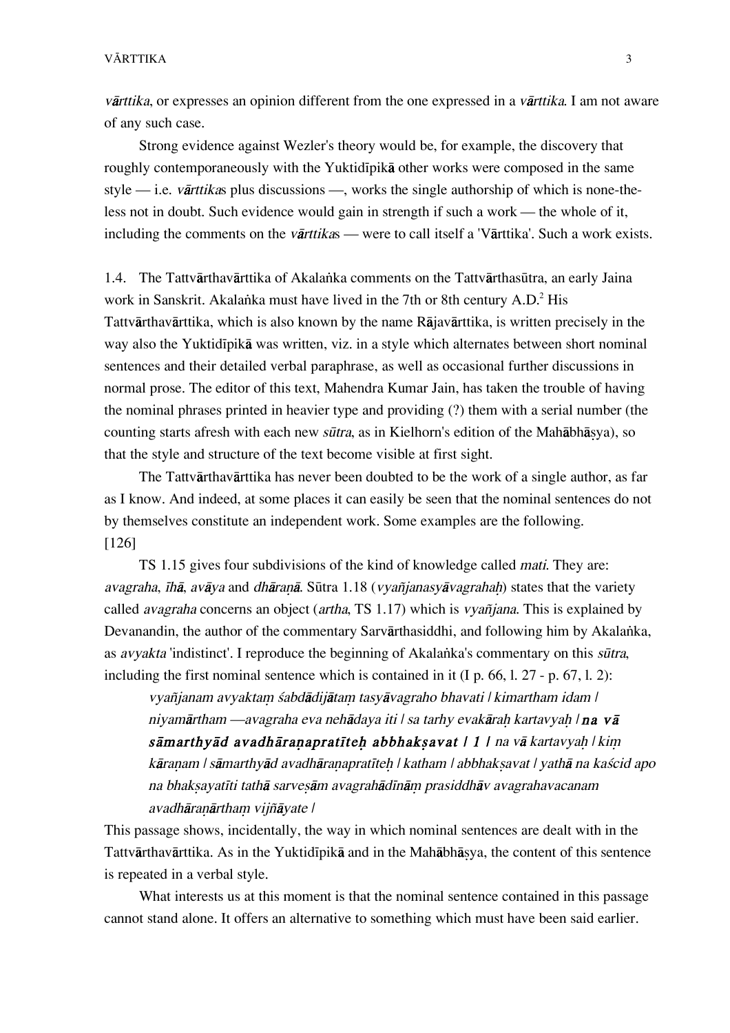*vārttika*, or expresses an opinion different from the one expressed in a *vārttika*. I am not aware of any such case.

Strong evidence against Wezler's theory would be, for example, the discovery that roughly contemporaneously with the Yuktidīpikā other works were composed in the same style — i.e. *vārttika*s plus discussions —, works the single authorship of which is none-the-less not in doubt. Such evidence would gain in strength if such a work — the whole of it, including the comments on the *vārttika*s — were to call itself a 'Vārttika'. Such a work exists.

1.4. The Tattvārthavārttika of Akalaṅka comments on the Tattvārthasūtra, an early Jaina work in Sanskrit. Akalaṅka must have lived in the 7th or 8th century A.D.[2] His Tattvārthavārttika, which is also known by the name Rājavārttika, is written precisely in the way also the Yuktidīpikā was written, viz. in a style which alternates between short nominal sentences and their detailed verbal paraphrase, as well as occasional further discussions in normal prose. The editor of this text, Mahendra Kumar Jain, has taken the trouble of having the nominal phrases printed in heavier type and providing (?) them with a serial number (the counting starts afresh with each new *sūtra*, as in Kielhorn's edition of the Mahābhāṣya), so that the style and structure of the text become visible at first sight.

The Tattvārthavārttika has never been doubted to be the work of a single author, as far as I know. And indeed, at some places it can easily be seen that the nominal sentences do not by themselves constitute an independent work. Some examples are the following.
[126]

TS 1.15 gives four subdivisions of the kind of knowledge called *mati*. They are: *avagraha*, *īhā*, *avāya* and *dhāraṇā*. Sūtra 1.18 (*vyañjanasyāvagrahaḥ*) states that the variety called *avagraha* concerns an object (*artha*, TS 1.17) which is *vyañjana*. This is explained by Devanandin, the author of the commentary Sarvārthasiddhi, and following him by Akalaṅka, as *avyakta* 'indistinct'. I reproduce the beginning of Akalaṅka's commentary on this *sūtra*, including the first nominal sentence which is contained in it (I p. 66, l. 27 - p. 67, l. 2):

> *vyañjanam avyaktaṃ śabdādijātaṃ tasyāvagraho bhavati / kimartham idam / niyamārtham —avagraha eva nehādaya iti / sa tarhy evakāraḥ kartavyaḥ /* ***na vā sāmarthyād avadhāraṇapratīteḥ abbhakṣavat / 1 /*** *na vā kartavyaḥ / kiṃ kāraṇam / sāmarthyād avadhāraṇapratīteḥ / katham / abbhakṣavat / yathā na kaścid apo na bhakṣayatīti tathā sarveṣām avagrahādīnāṃ prasiddhāv avagrahavacanam avadhāraṇārthaṃ vijñāyate /*

This passage shows, incidentally, the way in which nominal sentences are dealt with in the Tattvārthavārttika. As in the Yuktidīpikā and in the Mahābhāṣya, the content of this sentence is repeated in a verbal style.

What interests us at this moment is that the nominal sentence contained in this passage cannot stand alone. It offers an alternative to something which must have been said earlier.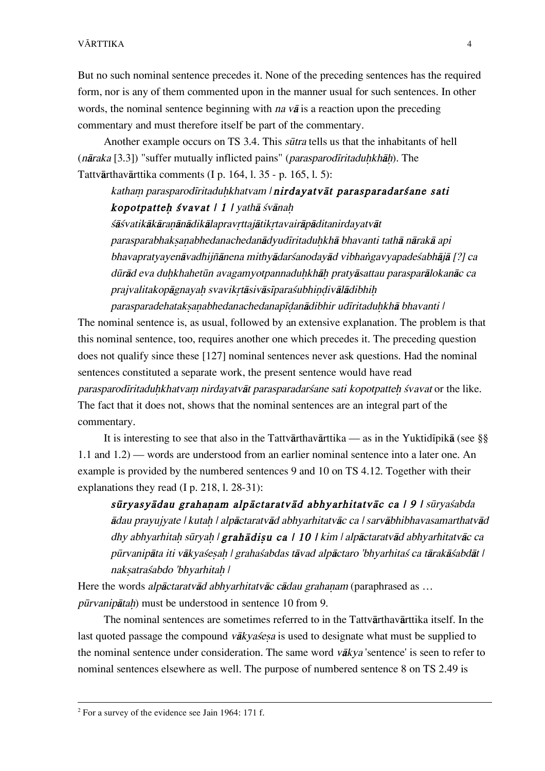But no such nominal sentence precedes it. None of the preceding sentences has the required form, nor is any of them commented upon in the manner usual for such sentences. In other words, the nominal sentence beginning with *na vā* is a reaction upon the preceding commentary and must therefore itself be part of the commentary.

Another example occurs on TS 3.4. This *sūtra* tells us that the inhabitants of hell (*nāraka* [3.3]) "suffer mutually inflicted pains" (*parasparodīritaduḥkhāḥ*). The Tattvārthavārttika comments (I p. 164, l. 35 - p. 165, l. 5):

> *kathaṃ parasparodīritaduḥkhatvam* / ***nirdayatvāt parasparadarśane sati kopotpatteḥ śvavat / 1 /*** *yathā śvānaḥ śāśvatikākāraṇānādikālapravṛttajātikṛtavairāpāditanirdayatvāt parasparabhakṣaṇabhedanachedanādyudīritaduḥkhā bhavanti tathā nārakā api bhavapratyayenāvadhijñānena mithyādarśanodayād vibhaṅgavyapadeśabhājā [?] ca dūrād eva duḥkhahetūn avagamyotpannaduḥkhāḥ pratyāsattau parasparālokanāc ca prajvalitakopāgnayaḥ svavikṛtāsivāsīparaśubhiṇḍivālādibhiḥ parasparadehatakṣaṇabhedanachedanapīḍanādibhir udīritaduḥkhā bhavanti* /

The nominal sentence is, as usual, followed by an extensive explanation. The problem is that this nominal sentence, too, requires another one which precedes it. The preceding question does not qualify since these [127] nominal sentences never ask questions. Had the nominal sentences constituted a separate work, the present sentence would have read *parasparodīritaduḥkhatvaṃ nirdayatvāt parasparadarśane sati kopotpatteḥ śvavat* or the like. The fact that it does not, shows that the nominal sentences are an integral part of the commentary.

It is interesting to see that also in the Tattvārthavārttika — as in the Yuktidīpikā (see §§ 1.1 and 1.2) — words are understood from an earlier nominal sentence into a later one. An example is provided by the numbered sentences 9 and 10 on TS 4.12. Together with their explanations they read (I p. 218, l. 28-31):

> ***sūryasyādau grahaṇam alpāctaratvād abhyarhitatvāc ca / 9 /*** *sūryaśabda ādau prayujyate / kutaḥ / alpāctaratvād abhyarhitatvāc ca / sarvābhibhavasamarthatvād dhy abhyarhitaḥ sūryaḥ /* ***grahādiṣu ca / 10 /*** *kim / alpāctaratvād abhyarhitatvāc ca pūrvanipāta iti vākyaśeṣaḥ / grahaśabdas tāvad alpāctaro 'bhyarhitaś ca tārakāśabdāt / nakṣatraśabdo 'bhyarhitaḥ /*

Here the words *alpāctaratvād abhyarhitatvāc cādau grahaṇam* (paraphrased as … *pūrvanipātaḥ*) must be understood in sentence 10 from 9.

The nominal sentences are sometimes referred to in the Tattvārthavārttika itself. In the last quoted passage the compound *vākyaśeṣa* is used to designate what must be supplied to the nominal sentence under consideration. The same word *vākya* 'sentence' is seen to refer to nominal sentences elsewhere as well. The purpose of numbered sentence 8 on TS 2.49 is

---

[2] For a survey of the evidence see Jain 1964: 171 f.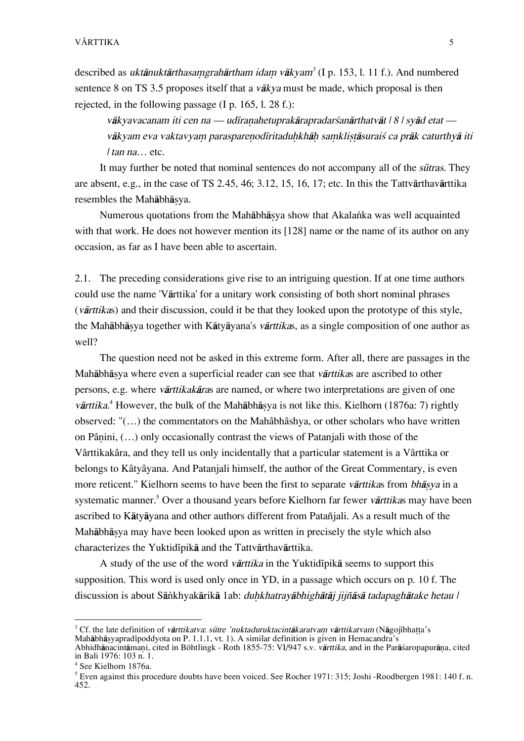described as *uktānuktārthasaṃgrahārtham idaṃ vākyam*[3] (I p. 153, l. 11 f.). And numbered sentence 8 on TS 3.5 proposes itself that a *vākya* must be made, which proposal is then rejected, in the following passage (I p. 165, l. 28 f.):

> *vākyavacanam iti cen na — udīraṇahetuprakārapradarśanārthatvāt / 8 / syād etat — vākyam eva vaktavyaṃ paraspareṇodīritaduḥkhāḥ saṃkliṣṭāsuraiś ca prāk caturthyā iti / tan na…* etc.

It may further be noted that nominal sentences do not accompany all of the *sūtras*. They are absent, e.g., in the case of TS 2.45, 46; 3.12, 15, 16, 17; etc. In this the Tattvārthavārttika resembles the Mahābhāṣya.

Numerous quotations from the Mahābhāṣya show that Akalaṅka was well acquainted with that work. He does not however mention its [128] name or the name of its author on any occasion, as far as I have been able to ascertain.

2.1. The preceding considerations give rise to an intriguing question. If at one time authors could use the name 'Vārttika' for a unitary work consisting of both short nominal phrases (*vārttika*s) and their discussion, could it be that they looked upon the prototype of this style, the Mahābhāṣya together with Kātyāyana's *vārttika*s, as a single composition of one author as well?

The question need not be asked in this extreme form. After all, there are passages in the Mahābhāṣya where even a superficial reader can see that *vārttika*s are ascribed to other persons, e.g. where *vārttikakāra*s are named, or where two interpretations are given of one *vārttika*.[4] However, the bulk of the Mahābhāṣya is not like this. Kielhorn (1876a: 7) rightly observed: "(…) the commentators on the Mahâbhâshya, or other scholars who have written on Pâṇini, (…) only occasionally contrast the views of Patanjali with those of the Vârttikakâra, and they tell us only incidentally that a particular statement is a Vârttika or belongs to Kâtyâyana. And Patanjali himself, the author of the Great Commentary, is even more reticent." Kielhorn seems to have been the first to separate *vārttika*s from *bhāṣya* in a systematic manner.[5] Over a thousand years before Kielhorn far fewer *vārttika*s may have been ascribed to Kātyāyana and other authors different from Patañjali. As a result much of the Mahābhāṣya may have been looked upon as written in precisely the style which also characterizes the Yuktidīpikā and the Tattvārthavārttika.

A study of the use of the word *vārttika* in the Yuktidīpikā seems to support this supposition. This word is used only once in YD, in a passage which occurs on p. 10 f. The discussion is about Sāṅkhyakārikā 1ab: *duḥkhatrayābhighātāj jijñāsā tadapaghātake hetau /*

---

[3] Cf. the late definition of *vārttikatva*: *sūtre 'nuktaduruktacintākaratvaṃ vārttikatvam* (Nāgojībhaṭṭa's Mahābhāṣyapradīpoddyota on P. 1.1.1, vt. 1). A similar definition is given in Hemacandra's Abhidhānacintāmaṇi, cited in Böhtlingk - Roth 1855-75: VI/947 s.v. *vārttika*, and in the Parāśaropapurāṇa, cited in Bali 1976: 103 n. 1.

[4] See Kielhorn 1876a.

[5] Even against this procedure doubts have been voiced. See Rocher 1971: 315; Joshi -Roodbergen 1981: 140 f. n. 452.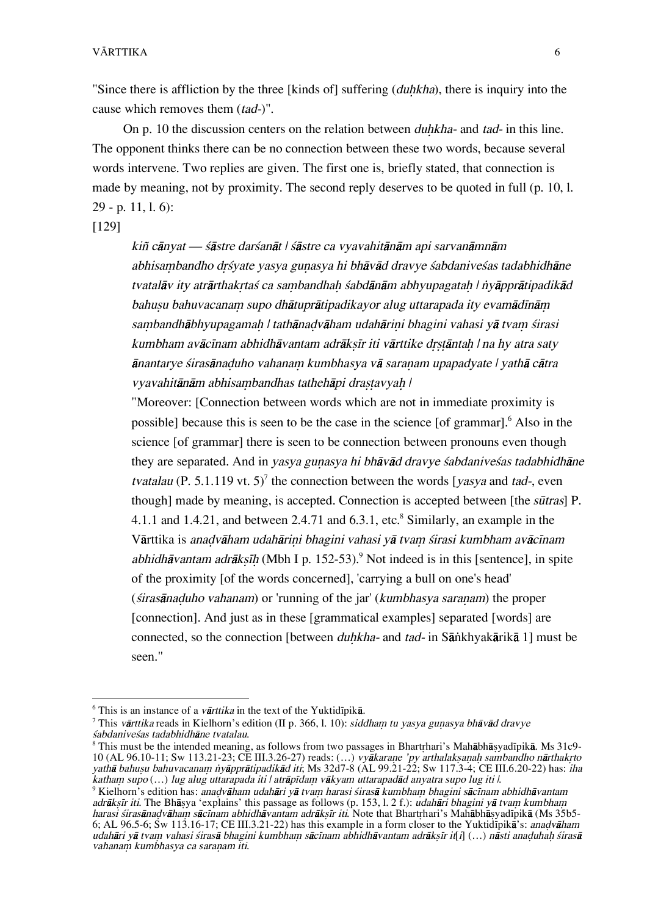"Since there is affliction by the three [kinds of] suffering (*duḥkha*), there is inquiry into the cause which removes them (*tad-*)".

On p. 10 the discussion centers on the relation between *duḥkha-* and *tad-* in this line. The opponent thinks there can be no connection between these two words, because several words intervene. Two replies are given. The first one is, briefly stated, that connection is made by meaning, not by proximity. The second reply deserves to be quoted in full (p. 10, l. 29 - p. 11, l. 6):

[129]

> *kiñ cānyat — śāstre darśanāt | śāstre ca vyavahitānām api sarvanāmnām abhisaṃbandho dṛśyate yasya guṇasya hi bhāvād dravye śabdaniveśas tadabhidhāne tvatalāv ity atrārthakṛtaś ca saṃbandhaḥ śabdānām abhyupagataḥ | ṅyāpprātipadikād bahuṣu bahuvacanaṃ supo dhātuprātipadikayor alug uttarapada ity evamādīnāṃ saṃbandhābhyupagamaḥ | tathānaḍvāham udahāriṇi bhagini vahasi yā tvaṃ śirasi kumbham avācīnam abhidhāvantam adrākṣīr iti vārttike dṛṣṭāntaḥ | na hy atra saty ānantarye śirasānaḍuho vahanaṃ kumbhasya vā saraṇam upapadyate | yathā cātra vyavahitānām abhisaṃbandhas tathehāpi draṣṭavyaḥ |*
>
> "Moreover: [Connection between words which are not in immediate proximity is possible] because this is seen to be the case in the science [of grammar].[6] Also in the science [of grammar] there is seen to be connection between pronouns even though they are separated. And in *yasya guṇasya hi bhāvād dravye śabdaniveśas tadabhidhāne tvatalau* (P. 5.1.119 vt. 5)[7] the connection between the words [*yasya* and *tad-*, even though] made by meaning, is accepted. Connection is accepted between [the *sūtras*] P. 4.1.1 and 1.4.21, and between 2.4.71 and 6.3.1, etc.[8] Similarly, an example in the Vārttika is *anaḍvāham udahāriṇi bhagini vahasi yā tvaṃ śirasi kumbham avācīnam abhidhāvantam adrākṣīḥ* (Mbh I p. 152-53).[9] Not indeed is in this [sentence], in spite of the proximity [of the words concerned], 'carrying a bull on one's head' (*śirasānaḍuho vahanam*) or 'running of the jar' (*kumbhasya saraṇam*) the proper [connection]. And just as in these [grammatical examples] separated [words] are connected, so the connection [between *duḥkha-* and *tad-* in Sāṅkhyakārikā 1] must be seen."

---

[6] This is an instance of a *vārttika* in the text of the Yuktidīpikā.

[7] This *vārttika* reads in Kielhorn's edition (II p. 366, l. 10): *siddhaṃ tu yasya guṇasya bhāvād dravye śabdaniveśas tadabhidhāne tvatalau.*

[8] This must be the intended meaning, as follows from two passages in Bhartṛhari's Mahābhāṣyadīpikā. Ms 31c9-10 (AL 96.10-11; Sw 113.21-23; CE III.3.26-27) reads: (…) *vyākaraṇe 'py arthalakṣaṇaḥ sambandho nārthakṛto yathā bahuṣu bahuvacanaṃ ṅyāpprātipadikād iti*; Ms 32d7-8 (AL 99.21-22; Sw 117.3-4; CE III.6.20-22) has: *iha kathaṃ supo* (…) *lug alug uttarapada iti | atrāpīdaṃ vākyam uttarapadād anyatra supo lug iti |.*

[9] Kielhorn's edition has: *anaḍvāham udahāri yā tvaṃ harasi śirasā kumbhaṃ bhagini sācīnam abhidhāvantam adrākṣīr iti.* The Bhāṣya 'explains' this passage as follows (p. 153, l. 2 f.): *udahāri bhagini yā tvaṃ kumbhaṃ harasi śirasānaḍvāhaṃ sācīnam abhidhāvantam adrākṣīr iti.* Note that Bhartṛhari's Mahābhāṣyadīpikā (Ms 35b5-6; AL 96.5-6; Sw 113.16-17; CE III.3.21-22) has this example in a form closer to the Yuktidīpikā's: *anaḍvāham udahāri yā tvaṃ vahasi śirasā bhagini kumbhaṃ sācīnam abhidhāvantam adrākṣīr it[i]* (…) *nāsti anaḍuhaḥ śirasā vahanaṃ kumbhasya ca saraṇam iti.*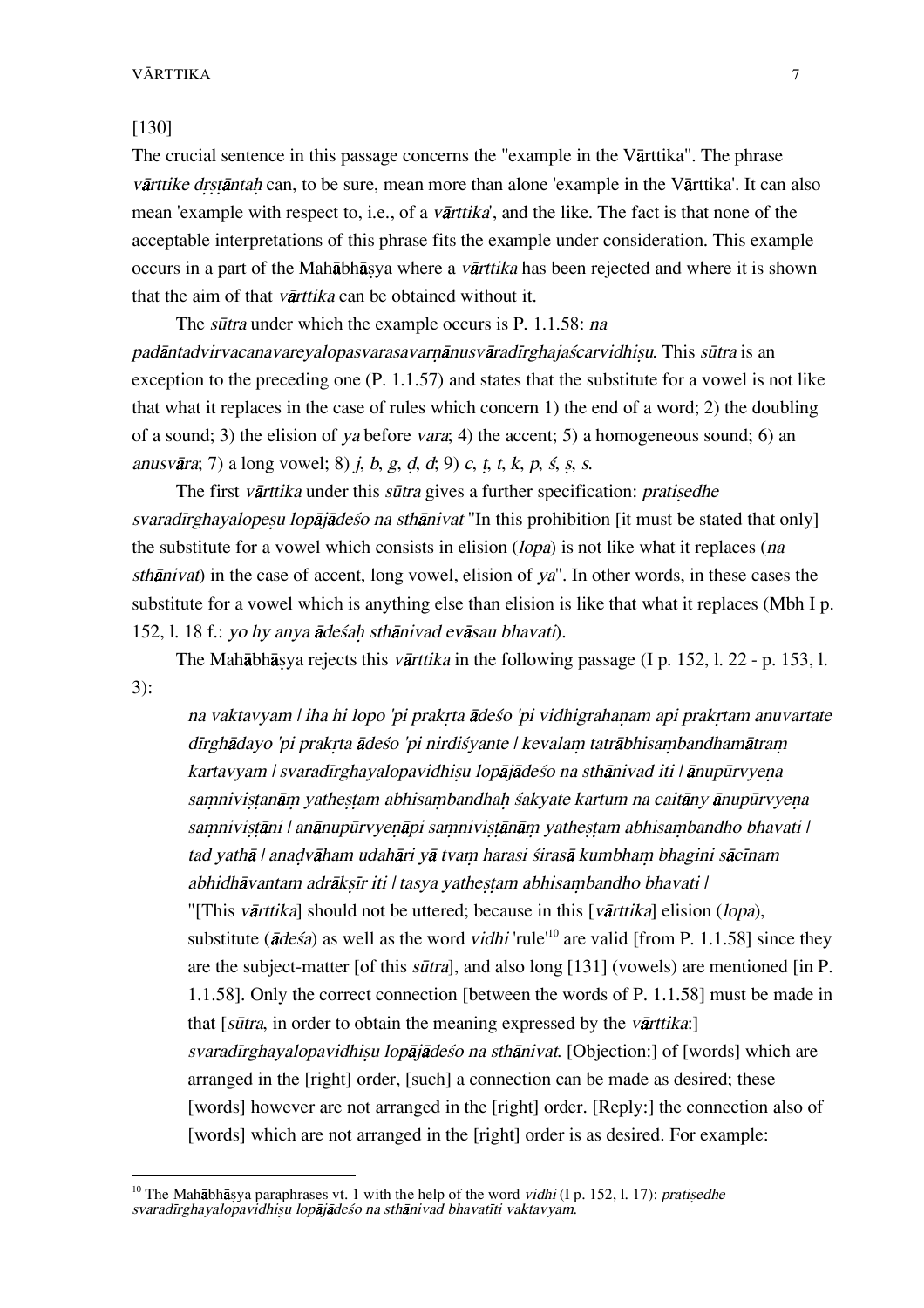[130]
The crucial sentence in this passage concerns the "example in the Vārttika". The phrase *vārttike dṛṣṭāntaḥ* can, to be sure, mean more than alone 'example in the Vārttika'. It can also mean 'example with respect to, i.e., of a *vārttika*', and the like. The fact is that none of the acceptable interpretations of this phrase fits the example under consideration. This example occurs in a part of the Mahābhāṣya where a *vārttika* has been rejected and where it is shown that the aim of that *vārttika* can be obtained without it.

The *sūtra* under which the example occurs is P. 1.1.58: *na padāntadvirvacanavareyalopasvarasavarṇānusvāradīrghajaścarvidhiṣu*. This *sūtra* is an exception to the preceding one (P. 1.1.57) and states that the substitute for a vowel is not like that what it replaces in the case of rules which concern 1) the end of a word; 2) the doubling of a sound; 3) the elision of *ya* before *vara*; 4) the accent; 5) a homogeneous sound; 6) an *anusvāra*; 7) a long vowel; 8) *j*, *b*, *g*, *ḍ*, *d*; 9) *c*, *ṭ*, *t*, *k*, *p*, *ś*, *ṣ*, *s*.

The first *vārttika* under this *sūtra* gives a further specification: *pratiṣedhe svaradīrghayalopeṣu lopājādeśo na sthānivat* "In this prohibition [it must be stated that only] the substitute for a vowel which consists in elision (*lopa*) is not like what it replaces (*na sthānivat*) in the case of accent, long vowel, elision of *ya*". In other words, in these cases the substitute for a vowel which is anything else than elision is like that what it replaces (Mbh I p. 152, l. 18 f.: *yo hy anya ādeśaḥ sthānivad evāsau bhavati*).

The Mahābhāṣya rejects this *vārttika* in the following passage (I p. 152, l. 22 - p. 153, l. 3):

> *na vaktavyam | iha hi lopo 'pi prakṛta ādeśo 'pi vidhigrahaṇam api prakṛtam anuvartate dīrghādayo 'pi prakṛta ādeśo 'pi nirdiśyante | kevalaṃ tatrābhisaṃbandhamātraṃ kartavyam | svaradīrghayalopavidhiṣu lopājādeśo na sthānivad iti | ānupūrvyeṇa saṃniviṣṭanāṃ yatheṣṭam abhisaṃbandhaḥ śakyate kartum na caitāny ānupūrvyeṇa saṃniviṣṭāni | anānupūrvyeṇāpi saṃniviṣṭānāṃ yatheṣṭam abhisaṃbandho bhavati | tad yathā | anaḍvāham udahāri yā tvaṃ harasi śirasā kumbhaṃ bhagini sācīnam abhidhāvantam adrākṣīr iti | tasya yatheṣṭam abhisaṃbandho bhavati |*
> "[This *vārttika*] should not be uttered; because in this [*vārttika*] elision (*lopa*), substitute (*ādeśa*) as well as the word *vidhi* 'rule'[10] are valid [from P. 1.1.58] since they are the subject-matter [of this *sūtra*], and also long [131] (vowels) are mentioned [in P. 1.1.58]. Only the correct connection [between the words of P. 1.1.58] must be made in that [*sūtra*, in order to obtain the meaning expressed by the *vārttika*:] *svaradīrghayalopavidhiṣu lopājādeśo na sthānivat*. [Objection:] of [words] which are arranged in the [right] order, [such] a connection can be made as desired; these [words] however are not arranged in the [right] order. [Reply:] the connection also of [words] which are not arranged in the [right] order is as desired. For example:

---

[10] The Mahābhāṣya paraphrases vt. 1 with the help of the word *vidhi* (I p. 152, l. 17): *pratiṣedhe svaradīrghayalopavidhiṣu lopājādeśo na sthānivad bhavatīti vaktavyam*.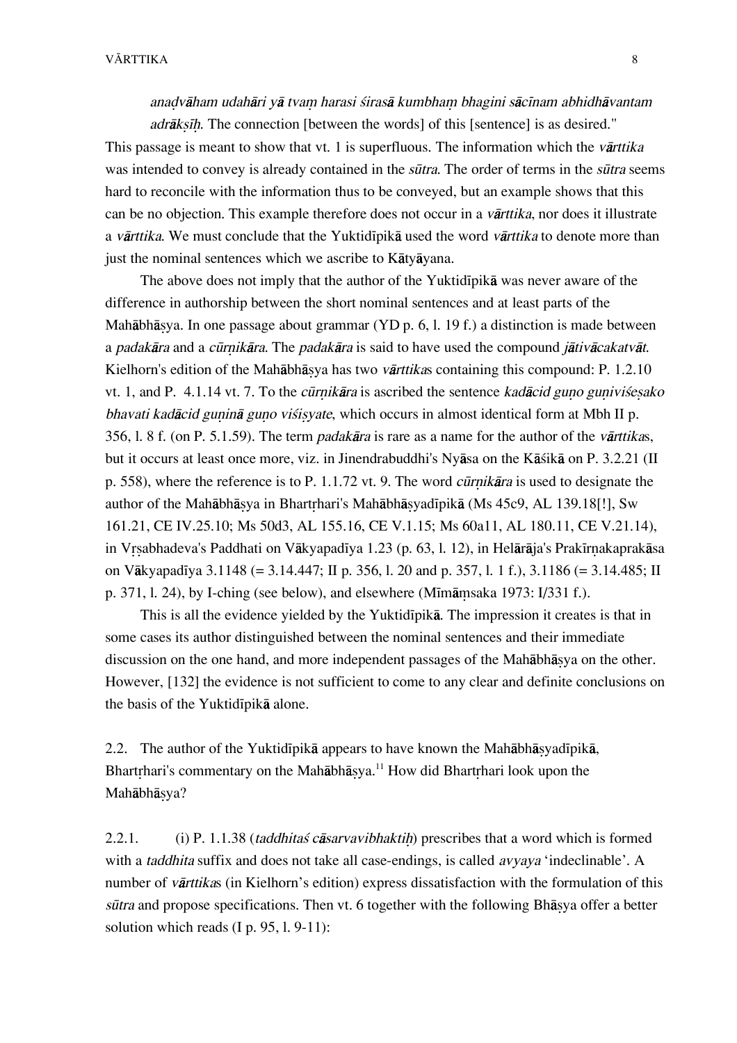*anaḍvāham udahāri yā tvaṃ harasi śirasā kumbhaṃ bhagini sācīnam abhidhāvantam adrākṣīḥ*. The connection [between the words] of this [sentence] is as desired."

This passage is meant to show that vt. 1 is superfluous. The information which the *vārttika* was intended to convey is already contained in the *sūtra*. The order of terms in the *sūtra* seems hard to reconcile with the information thus to be conveyed, but an example shows that this can be no objection. This example therefore does not occur in a *vārttika*, nor does it illustrate a *vārttika*. We must conclude that the Yuktidīpikā used the word *vārttika* to denote more than just the nominal sentences which we ascribe to Kātyāyana.

The above does not imply that the author of the Yuktidīpikā was never aware of the difference in authorship between the short nominal sentences and at least parts of the Mahābhāṣya. In one passage about grammar (YD p. 6, l. 19 f.) a distinction is made between a *padakāra* and a *cūrṇikāra*. The *padakāra* is said to have used the compound *jātivācakatvāt*. Kielhorn's edition of the Mahābhāṣya has two *vārttika*s containing this compound: P. 1.2.10 vt. 1, and P. 4.1.14 vt. 7. To the *cūrṇikāra* is ascribed the sentence *kadācid guṇo guṇiviśeṣako bhavati kadācid guṇinā guṇo viśiṣyate*, which occurs in almost identical form at Mbh II p. 356, l. 8 f. (on P. 5.1.59). The term *padakāra* is rare as a name for the author of the *vārttika*s, but it occurs at least once more, viz. in Jinendrabuddhi's Nyāsa on the Kāśikā on P. 3.2.21 (II p. 558), where the reference is to P. 1.1.72 vt. 9. The word *cūrṇikāra* is used to designate the author of the Mahābhāṣya in Bhartṛhari's Mahābhāṣyadīpikā (Ms 45c9, AL 139.18[!], Sw 161.21, CE IV.25.10; Ms 50d3, AL 155.16, CE V.1.15; Ms 60a11, AL 180.11, CE V.21.14), in Vṛṣabhadeva's Paddhati on Vākyapadīya 1.23 (p. 63, l. 12), in Helārāja's Prakīrṇakaprakāsa on Vākyapadīya 3.1148 (= 3.14.447; II p. 356, l. 20 and p. 357, l. 1 f.), 3.1186 (= 3.14.485; II p. 371, l. 24), by I-ching (see below), and elsewhere (Mīmāṃsaka 1973: I/331 f.).

This is all the evidence yielded by the Yuktidīpikā. The impression it creates is that in some cases its author distinguished between the nominal sentences and their immediate discussion on the one hand, and more independent passages of the Mahābhāṣya on the other. However, [132] the evidence is not sufficient to come to any clear and definite conclusions on the basis of the Yuktidīpikā alone.

2.2. The author of the Yuktidīpikā appears to have known the Mahābhāṣyadīpikā, Bhartṛhari's commentary on the Mahābhāṣya.[11] How did Bhartṛhari look upon the Mahābhāṣya?

2.2.1. (i) P. 1.1.38 (*taddhitaś cāsarvavibhaktiḥ*) prescribes that a word which is formed with a *taddhita* suffix and does not take all case-endings, is called *avyaya* 'indeclinable'. A number of *vārttika*s (in Kielhorn's edition) express dissatisfaction with the formulation of this *sūtra* and propose specifications. Then vt. 6 together with the following Bhāṣya offer a better solution which reads (I p. 95, l. 9-11):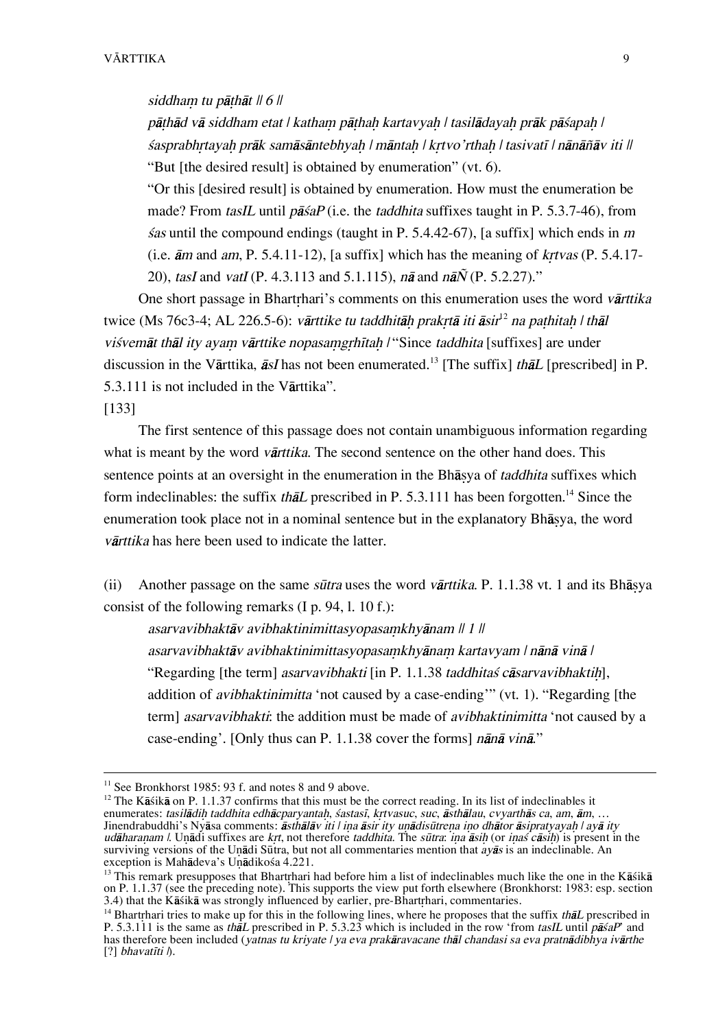*siddhaṃ tu pāṭhāt* || 6 ||

*pāṭhād vā siddham etat | kathaṃ pāṭhaḥ kartavyaḥ | tasilādayaḥ prāk pāśapaḥ | śasprabhṛtayaḥ prāk samāsāntebhyaḥ | māntaḥ | kṛtvo'rthaḥ | tasivatī | nānāñāv iti* ||

"But [the desired result] is obtained by enumeration" (vt. 6).

"Or this [desired result] is obtained by enumeration. How must the enumeration be made? From *tasIL* until *pāśaP* (i.e. the *taddhita* suffixes taught in P. 5.3.7-46), from *śas* until the compound endings (taught in P. 5.4.42-67), [a suffix] which ends in *m* (i.e. *ām* and *am*, P. 5.4.11-12), [a suffix] which has the meaning of *kṛtvas* (P. 5.4.17-20), *tasI* and *vatI* (P. 4.3.113 and 5.1.115), *nā* and *nāÑ* (P. 5.2.27)."

One short passage in Bhartṛhari's comments on this enumeration uses the word *vārttika* twice (Ms 76c3-4; AL 226.5-6): *vārttike tu taddhitāḥ prakṛtā iti āsir*[12] *na paṭhitaḥ | thāl viśvemāt thāl ity ayaṃ vārttike nopasaṃgṛhītaḥ* | "Since *taddhita* [suffixes] are under discussion in the Vārttika, *āsI* has not been enumerated.[13] [The suffix] *thāL* [prescribed] in P. 5.3.111 is not included in the Vārttika".

[133]

The first sentence of this passage does not contain unambiguous information regarding what is meant by the word *vārttika*. The second sentence on the other hand does. This sentence points at an oversight in the enumeration in the Bhāṣya of *taddhita* suffixes which form indeclinables: the suffix *thāL* prescribed in P. 5.3.111 has been forgotten.[14] Since the enumeration took place not in a nominal sentence but in the explanatory Bhāṣya, the word *vārttika* has here been used to indicate the latter.

(ii) Another passage on the same *sūtra* uses the word *vārttika*. P. 1.1.38 vt. 1 and its Bhāṣya consist of the following remarks (I p. 94, l. 10 f.):

*asarvavibhaktāv avibhaktinimittasyopasaṃkhyānam* || 1 ||

*asarvavibhaktāv avibhaktinimittasyopasaṃkhyānaṃ kartavyam | nānā vinā* |

"Regarding [the term] *asarvavibhakti* [in P. 1.1.38 *taddhitaś cāsarvavibhaktiḥ*], addition of *avibhaktinimitta* 'not caused by a case-ending'" (vt. 1). "Regarding [the term] *asarvavibhakti*: the addition must be made of *avibhaktinimitta* 'not caused by a case-ending'. [Only thus can P. 1.1.38 cover the forms] *nānā vinā*."

---

[11] See Bronkhorst 1985: 93 f. and notes 8 and 9 above.

[12] The Kāśikā on P. 1.1.37 confirms that this must be the correct reading. In its list of indeclinables it enumerates: *tasilādiḥ taddhita edhācparyantaḥ, śastasī, kṛtvasuc, suc, āsthālau, cvyarthās ca, am, ām*, … Jinendrabuddhi's Nyāsa comments: *āsthālāv iti | iṇa āsir ity uṇādisūtreṇa iṇo dhātor āsipratyayaḥ | ayā ity udāharaṇam* |. Uṇādi suffixes are *kṛt*, not therefore *taddhita*. The *sūtra*: *iṇa āsiḥ* (or *iṇaś cāsiḥ*) is present in the surviving versions of the Uṇādi Sūtra, but not all commentaries mention that *ayās* is an indeclinable. An exception is Mahādeva's Uṇādikośa 4.221.

[13] This remark presupposes that Bhartṛhari had before him a list of indeclinables much like the one in the Kāśikā on P. 1.1.37 (see the preceding note). This supports the view put forth elsewhere (Bronkhorst: 1983: esp. section 3.4) that the Kāśikā was strongly influenced by earlier, pre-Bhartṛhari, commentaries.

[14] Bhartṛhari tries to make up for this in the following lines, where he proposes that the suffix *thāL* prescribed in P. 5.3.111 is the same as *thāL* prescribed in P. 5.3.23 which is included in the row 'from *tasIL* until *pāśaP*' and has therefore been included (*yatnas tu kriyate | ya eva prakāravacane thāl chandasi sa eva pratnādibhya ivārthe* [?] *bhavatīti* |).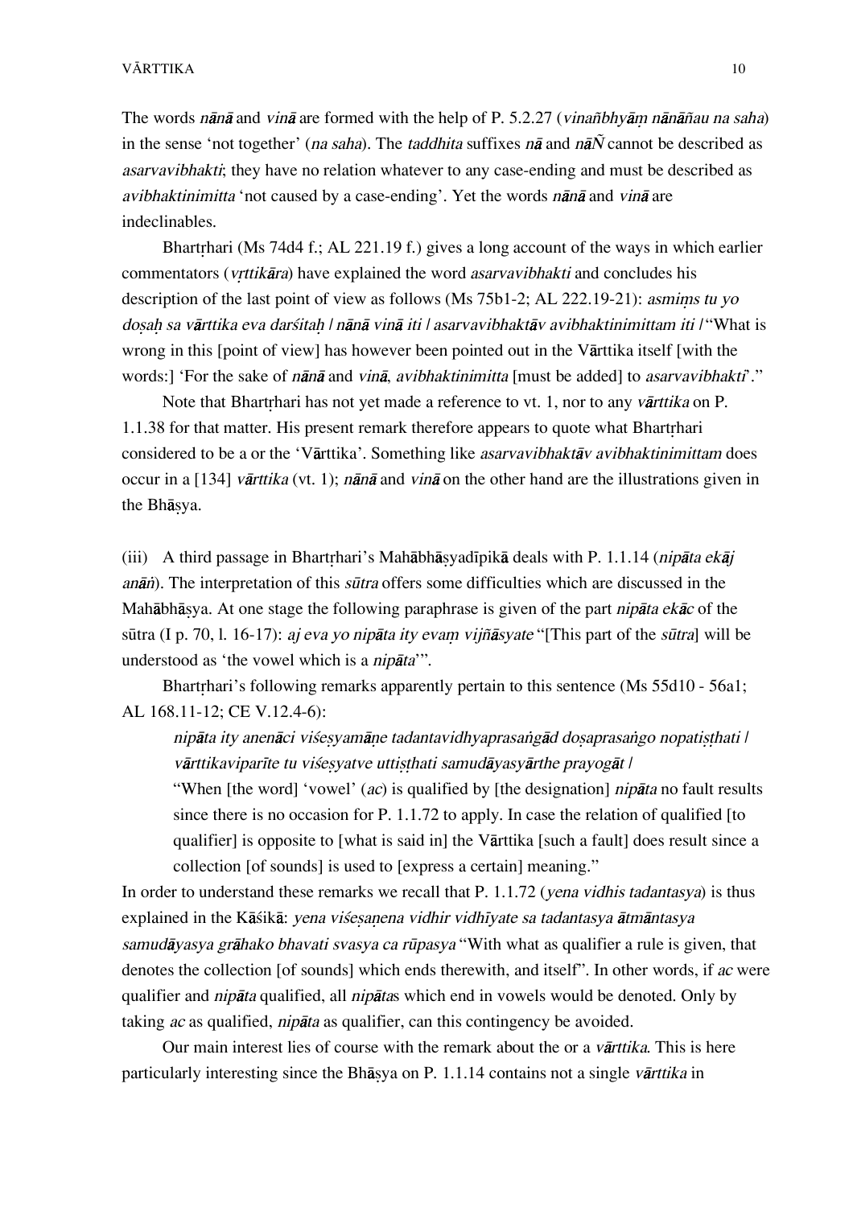The words *nānā* and *vinā* are formed with the help of P. 5.2.27 (*vinañbhyāṃ nānāñau na saha*) in the sense 'not together' (*na saha*). The *taddhita* suffixes *nā* and *nāÑ* cannot be described as *asarvavibhakti*; they have no relation whatever to any case-ending and must be described as *avibhaktinimitta* 'not caused by a case-ending'. Yet the words *nānā* and *vinā* are indeclinables.

Bhartṛhari (Ms 74d4 f.; AL 221.19 f.) gives a long account of the ways in which earlier commentators (*vṛttikāra*) have explained the word *asarvavibhakti* and concludes his description of the last point of view as follows (Ms 75b1-2; AL 222.19-21): *asmiṃs tu yo doṣaḥ sa vārttika eva darśitaḥ / nānā vinā iti / asarvavibhaktāv avibhaktinimittam iti /* "What is wrong in this [point of view] has however been pointed out in the Vārttika itself [with the words:] 'For the sake of *nānā* and *vinā*, *avibhaktinimitta* [must be added] to *asarvavibhakti*'."

Note that Bhartṛhari has not yet made a reference to vt. 1, nor to any *vārttika* on P. 1.1.38 for that matter. His present remark therefore appears to quote what Bhartṛhari considered to be a or the 'Vārttika'. Something like *asarvavibhaktāv avibhaktinimittam* does occur in a [134] *vārttika* (vt. 1); *nānā* and *vinā* on the other hand are the illustrations given in the Bhāṣya.

(iii) A third passage in Bhartṛhari's Mahābhāṣyadīpikā deals with P. 1.1.14 (*nipāta ekāj anāṅ*). The interpretation of this *sūtra* offers some difficulties which are discussed in the Mahābhāṣya. At one stage the following paraphrase is given of the part *nipāta ekāc* of the sūtra (I p. 70, l. 16-17): *aj eva yo nipāta ity evaṃ vijñāsyate* "[This part of the *sūtra*] will be understood as 'the vowel which is a *nipāta*'".

Bhartṛhari's following remarks apparently pertain to this sentence (Ms 55d10 - 56a1; AL 168.11-12; CE V.12.4-6):

> *nipāta ity anenāci viśeṣyamāṇe tadantavidhyaprasaṅgād doṣaprasaṅgo nopatiṣṭhati / vārttikaviparīte tu viśeṣyatve uttiṣṭhati samudāyasyārthe prayogāt /*
>
> "When [the word] 'vowel' (*ac*) is qualified by [the designation] *nipāta* no fault results since there is no occasion for P. 1.1.72 to apply. In case the relation of qualified [to qualifier] is opposite to [what is said in] the Vārttika [such a fault] does result since a collection [of sounds] is used to [express a certain] meaning."

In order to understand these remarks we recall that P. 1.1.72 (*yena vidhis tadantasya*) is thus explained in the Kāśikā: *yena viśeṣaṇena vidhir vidhīyate sa tadantasya ātmāntasya samudāyasya grāhako bhavati svasya ca rūpasya* "With what as qualifier a rule is given, that denotes the collection [of sounds] which ends therewith, and itself". In other words, if *ac* were qualifier and *nipāta* qualified, all *nipāta*s which end in vowels would be denoted. Only by taking *ac* as qualified, *nipāta* as qualifier, can this contingency be avoided.

Our main interest lies of course with the remark about the or a *vārttika*. This is here particularly interesting since the Bhāṣya on P. 1.1.14 contains not a single *vārttika* in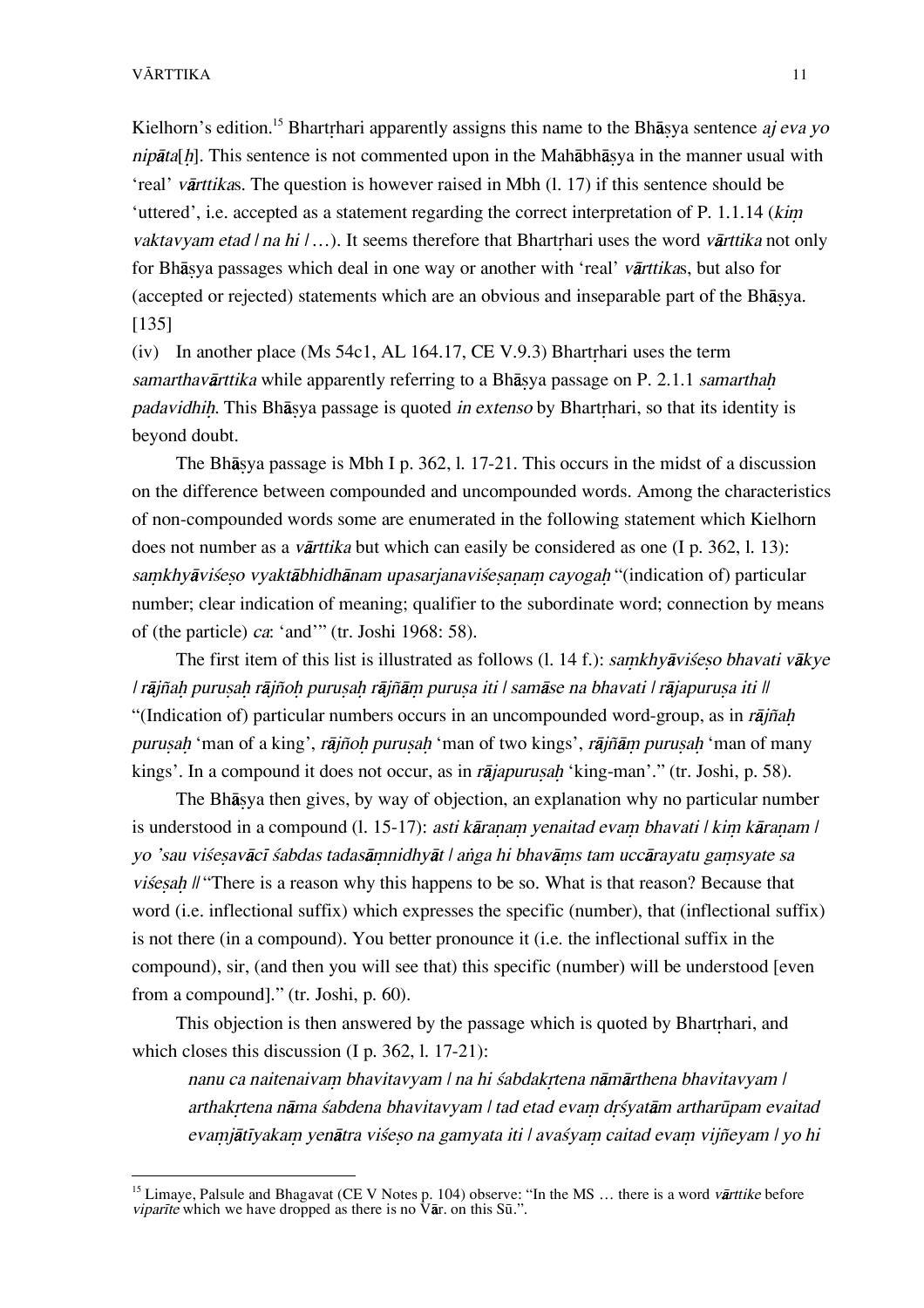Kielhorn's edition.[15] Bhartṛhari apparently assigns this name to the Bhāṣya sentence *aj eva yo nipāta[ḥ]*. This sentence is not commented upon in the Mahābhāṣya in the manner usual with 'real' *vārttika*s. The question is however raised in Mbh (l. 17) if this sentence should be 'uttered', i.e. accepted as a statement regarding the correct interpretation of P. 1.1.14 (*kiṃ vaktavyam etad / na hi / …*). It seems therefore that Bhartṛhari uses the word *vārttika* not only for Bhāṣya passages which deal in one way or another with 'real' *vārttika*s, but also for (accepted or rejected) statements which are an obvious and inseparable part of the Bhāṣya. [135]

(iv) In another place (Ms 54c1, AL 164.17, CE V.9.3) Bhartṛhari uses the term *samarthavārttika* while apparently referring to a Bhāṣya passage on P. 2.1.1 *samarthaḥ padavidhiḥ*. This Bhāṣya passage is quoted *in extenso* by Bhartṛhari, so that its identity is beyond doubt.

The Bhāṣya passage is Mbh I p. 362, l. 17-21. This occurs in the midst of a discussion on the difference between compounded and uncompounded words. Among the characteristics of non-compounded words some are enumerated in the following statement which Kielhorn does not number as a *vārttika* but which can easily be considered as one (I p. 362, l. 13): *saṃkhyāviśeṣo vyaktābhidhānam upasarjanaviśeṣaṇaṃ cayogaḥ* "(indication of) particular number; clear indication of meaning; qualifier to the subordinate word; connection by means of (the particle) *ca*: 'and'" (tr. Joshi 1968: 58).

The first item of this list is illustrated as follows (l. 14 f.): *saṃkhyāviśeṣo bhavati vākye / rājñaḥ puruṣaḥ rājñoḥ puruṣaḥ rājñāṃ puruṣa iti / samāse na bhavati / rājapuruṣa iti //* "(Indication of) particular numbers occurs in an uncompounded word-group, as in *rājñaḥ puruṣaḥ* 'man of a king', *rājñoḥ puruṣaḥ* 'man of two kings', *rājñāṃ puruṣaḥ* 'man of many kings'. In a compound it does not occur, as in *rājapuruṣaḥ* 'king-man'." (tr. Joshi, p. 58).

The Bhāṣya then gives, by way of objection, an explanation why no particular number is understood in a compound (l. 15-17): *asti kāraṇaṃ yenaitad evaṃ bhavati / kiṃ kāraṇam / yo 'sau viśeṣavācī śabdas tadasāṃnidhyāt / aṅga hi bhavāṃs tam uccārayatu gaṃsyate sa viśeṣaḥ //* "There is a reason why this happens to be so. What is that reason? Because that word (i.e. inflectional suffix) which expresses the specific (number), that (inflectional suffix) is not there (in a compound). You better pronounce it (i.e. the inflectional suffix in the compound), sir, (and then you will see that) this specific (number) will be understood [even from a compound]." (tr. Joshi, p. 60).

This objection is then answered by the passage which is quoted by Bhartṛhari, and which closes this discussion (I p. 362, l. 17-21):

> *nanu ca naitenaivaṃ bhavitavyam / na hi śabdakṛtena nāmārthena bhavitavyam / arthakṛtena nāma śabdena bhavitavyam / tad etad evaṃ dṛśyatām artharūpam evaitad evaṃjātīyakaṃ yenātra viśeṣo na gamyata iti / avaśyaṃ caitad evaṃ vijñeyam / yo hi*

---

[15] Limaye, Palsule and Bhagavat (CE V Notes p. 104) observe: "In the MS … there is a word *vārttike* before *viparīte* which we have dropped as there is no Vār. on this Sū.".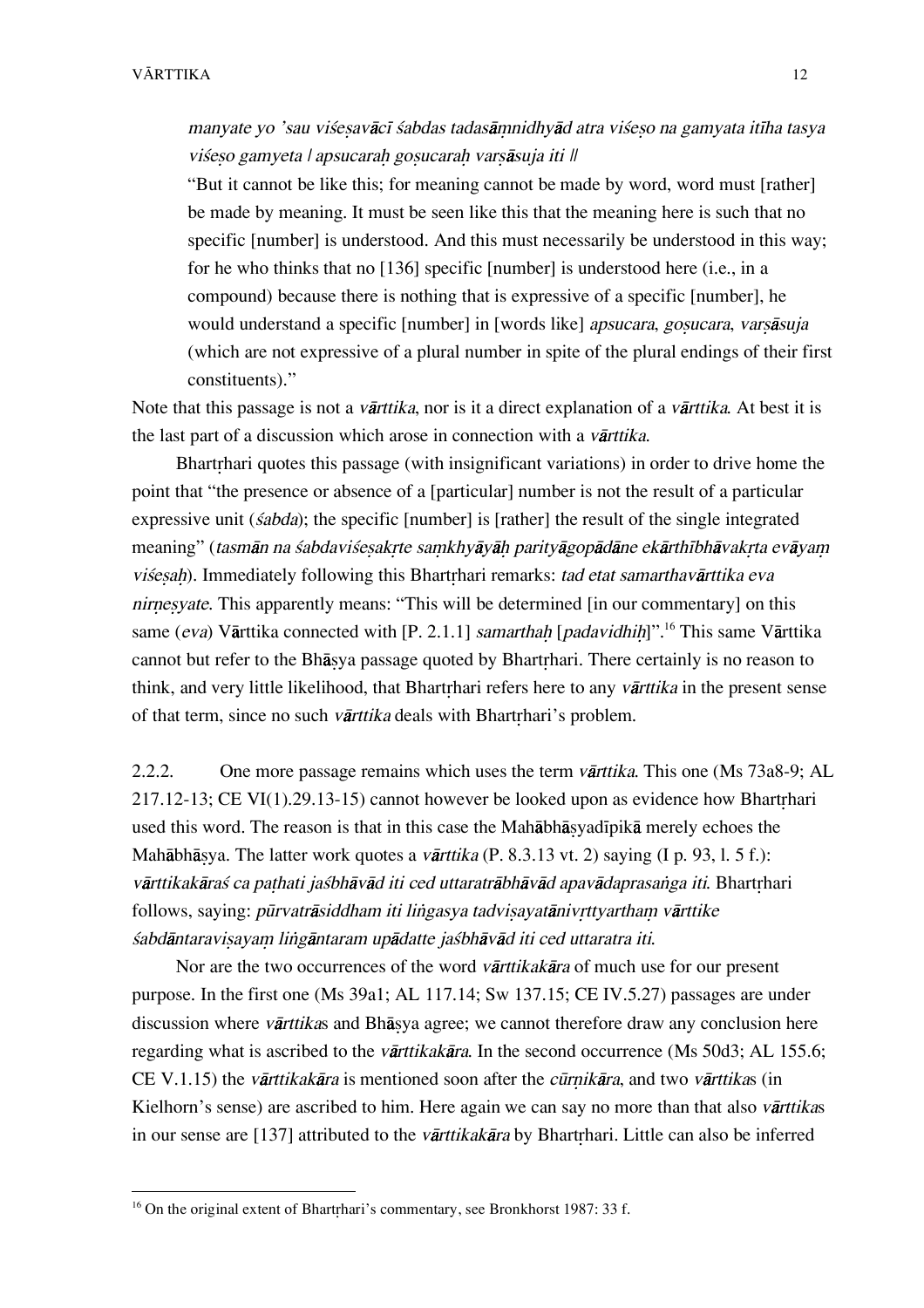*manyate yo 'sau viśeṣavācī śabdas tadasāṃnidhyād atra viśeṣo na gamyata itīha tasya viśeṣo gamyeta / apsucaraḥ goṣucaraḥ varṣāsuja iti //*

"But it cannot be like this; for meaning cannot be made by word, word must [rather] be made by meaning. It must be seen like this that the meaning here is such that no specific [number] is understood. And this must necessarily be understood in this way; for he who thinks that no [136] specific [number] is understood here (i.e., in a compound) because there is nothing that is expressive of a specific [number], he would understand a specific [number] in [words like] *apsucara*, *goṣucara*, *varṣāsuja* (which are not expressive of a plural number in spite of the plural endings of their first constituents)."

Note that this passage is not a *vārttika*, nor is it a direct explanation of a *vārttika*. At best it is the last part of a discussion which arose in connection with a *vārttika*.

Bhartṛhari quotes this passage (with insignificant variations) in order to drive home the point that "the presence or absence of a [particular] number is not the result of a particular expressive unit (*śabda*); the specific [number] is [rather] the result of the single integrated meaning" (*tasmān na śabdaviśeṣakṛte saṃkhyāyāḥ parityāgopādāne ekārthībhāvakṛta evāyaṃ viśeṣaḥ*). Immediately following this Bhartṛhari remarks: *tad etat samarthavārttika eva nirṇeṣyate*. This apparently means: "This will be determined [in our commentary] on this same (*eva*) Vārttika connected with [P. 2.1.1] *samarthaḥ* [*padavidhiḥ*]".[16] This same Vārttika cannot but refer to the Bhāṣya passage quoted by Bhartṛhari. There certainly is no reason to think, and very little likelihood, that Bhartṛhari refers here to any *vārttika* in the present sense of that term, since no such *vārttika* deals with Bhartṛhari's problem.

2.2.2. One more passage remains which uses the term *vārttika*. This one (Ms 73a8-9; AL 217.12-13; CE VI(1).29.13-15) cannot however be looked upon as evidence how Bhartṛhari used this word. The reason is that in this case the Mahābhāṣyadīpikā merely echoes the Mahābhāṣya. The latter work quotes a *vārttika* (P. 8.3.13 vt. 2) saying (I p. 93, l. 5 f.): *vārttikakāraś ca paṭhati jaśbhāvād iti ced uttaratrābhāvād apavādaprasaṅga iti*. Bhartṛhari follows, saying: *pūrvatrāsiddham iti liṅgasya tadviṣayatānivṛttyarthaṃ vārttike śabdāntaraviṣayaṃ liṅgāntaram upādatte jaśbhāvād iti ced uttaratra iti*.

Nor are the two occurrences of the word *vārttikakāra* of much use for our present purpose. In the first one (Ms 39a1; AL 117.14; Sw 137.15; CE IV.5.27) passages are under discussion where *vārttika*s and Bhāṣya agree; we cannot therefore draw any conclusion here regarding what is ascribed to the *vārttikakāra*. In the second occurrence (Ms 50d3; AL 155.6; CE V.1.15) the *vārttikakāra* is mentioned soon after the *cūrṇikāra*, and two *vārttika*s (in Kielhorn's sense) are ascribed to him. Here again we can say no more than that also *vārttika*s in our sense are [137] attributed to the *vārttikakāra* by Bhartṛhari. Little can also be inferred

---

[16] On the original extent of Bhartṛhari's commentary, see Bronkhorst 1987: 33 f.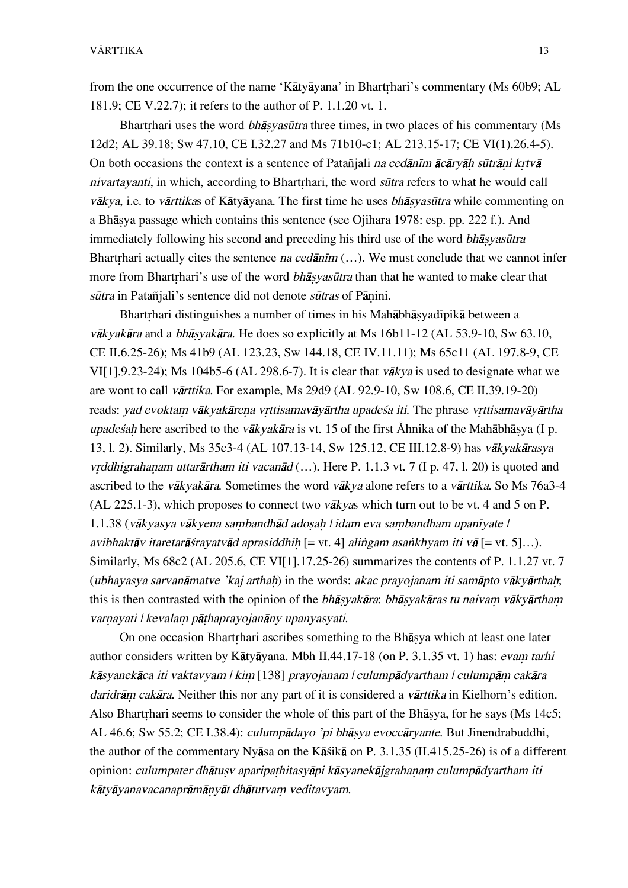from the one occurrence of the name 'Kātyāyana' in Bhartṛhari's commentary (Ms 60b9; AL 181.9; CE V.22.7); it refers to the author of P. 1.1.20 vt. 1.

Bhartṛhari uses the word *bhāṣyasūtra* three times, in two places of his commentary (Ms 12d2; AL 39.18; Sw 47.10, CE I.32.27 and Ms 71b10-c1; AL 213.15-17; CE VI(1).26.4-5). On both occasions the context is a sentence of Patañjali *na cedānīm ācāryāḥ sūtrāṇi kṛtvā nivartayanti*, in which, according to Bhartṛhari, the word *sūtra* refers to what he would call *vākya*, i.e. to *vārttika*s of Kātyāyana. The first time he uses *bhāṣyasūtra* while commenting on a Bhāṣya passage which contains this sentence (see Ojihara 1978: esp. pp. 222 f.). And immediately following his second and preceding his third use of the word *bhāṣyasūtra* Bhartṛhari actually cites the sentence *na cedānīm* (…). We must conclude that we cannot infer more from Bhartṛhari's use of the word *bhāṣyasūtra* than that he wanted to make clear that *sūtra* in Patañjali's sentence did not denote *sūtras* of Pāṇini.

Bhartṛhari distinguishes a number of times in his Mahābhāṣyadīpikā between a *vākyakāra* and a *bhāṣyakāra*. He does so explicitly at Ms 16b11-12 (AL 53.9-10, Sw 63.10, CE II.6.25-26); Ms 41b9 (AL 123.23, Sw 144.18, CE IV.11.11); Ms 65c11 (AL 197.8-9, CE VI[1].9.23-24); Ms 104b5-6 (AL 298.6-7). It is clear that *vākya* is used to designate what we are wont to call *vārttika*. For example, Ms 29d9 (AL 92.9-10, Sw 108.6, CE II.39.19-20) reads: *yad evoktaṃ vākyakāreṇa vṛttisamavāyārtha upadeśa iti.* The phrase *vṛttisamavāyārtha upadeśaḥ* here ascribed to the *vākyakāra* is vt. 15 of the first Åhnika of the Mahābhāṣya (I p. 13, l. 2). Similarly, Ms 35c3-4 (AL 107.13-14, Sw 125.12, CE III.12.8-9) has *vākyakārasya vṛddhigrahaṇam uttarārtham iti vacanād* (…). Here P. 1.1.3 vt. 7 (I p. 47, l. 20) is quoted and ascribed to the *vākyakāra*. Sometimes the word *vākya* alone refers to a *vārttika*. So Ms 76a3-4 (AL 225.1-3), which proposes to connect two *vākya*s which turn out to be vt. 4 and 5 on P. 1.1.38 (*vākyasya vākyena saṃbandhād adoṣaḥ / idam eva saṃbandham upanīyate / avibhaktāv itaretarāśrayatvād aprasiddhiḥ* [= vt. 4] *aliṅgam asaṅkhyam iti vā* [= vt. 5]…). Similarly, Ms 68c2 (AL 205.6, CE VI[1].17.25-26) summarizes the contents of P. 1.1.27 vt. 7 (*ubhayasya sarvanāmatve 'kaj arthaḥ*) in the words: *akac prayojanam iti samāpto vākyārthaḥ*; this is then contrasted with the opinion of the *bhāṣyakāra*: *bhāṣyakāras tu naivaṃ vākyārthaṃ varṇayati / kevalaṃ pāṭhaprayojanāny upanyasyati.*

On one occasion Bhartṛhari ascribes something to the Bhāṣya which at least one later author considers written by Kātyāyana. Mbh II.44.17-18 (on P. 3.1.35 vt. 1) has: *evaṃ tarhi kāsyanekāca iti vaktavyam / kiṃ* [138] *prayojanam / culumpādyartham / culumpāṃ cakāra daridrāṃ cakāra.* Neither this nor any part of it is considered a *vārttika* in Kielhorn's edition. Also Bhartṛhari seems to consider the whole of this part of the Bhāṣya, for he says (Ms 14c5; AL 46.6; Sw 55.2; CE I.38.4): *culumpādayo 'pi bhāṣya evoccāryante.* But Jinendrabuddhi, the author of the commentary Nyāsa on the Kāśikā on P. 3.1.35 (II.415.25-26) is of a different opinion: *culumpater dhātuṣv aparipaṭhitasyāpi kāsyanekājgrahaṇaṃ culumpādyartham iti kātyāyanavacanaprāmāṇyāt dhātutvaṃ veditavyam.*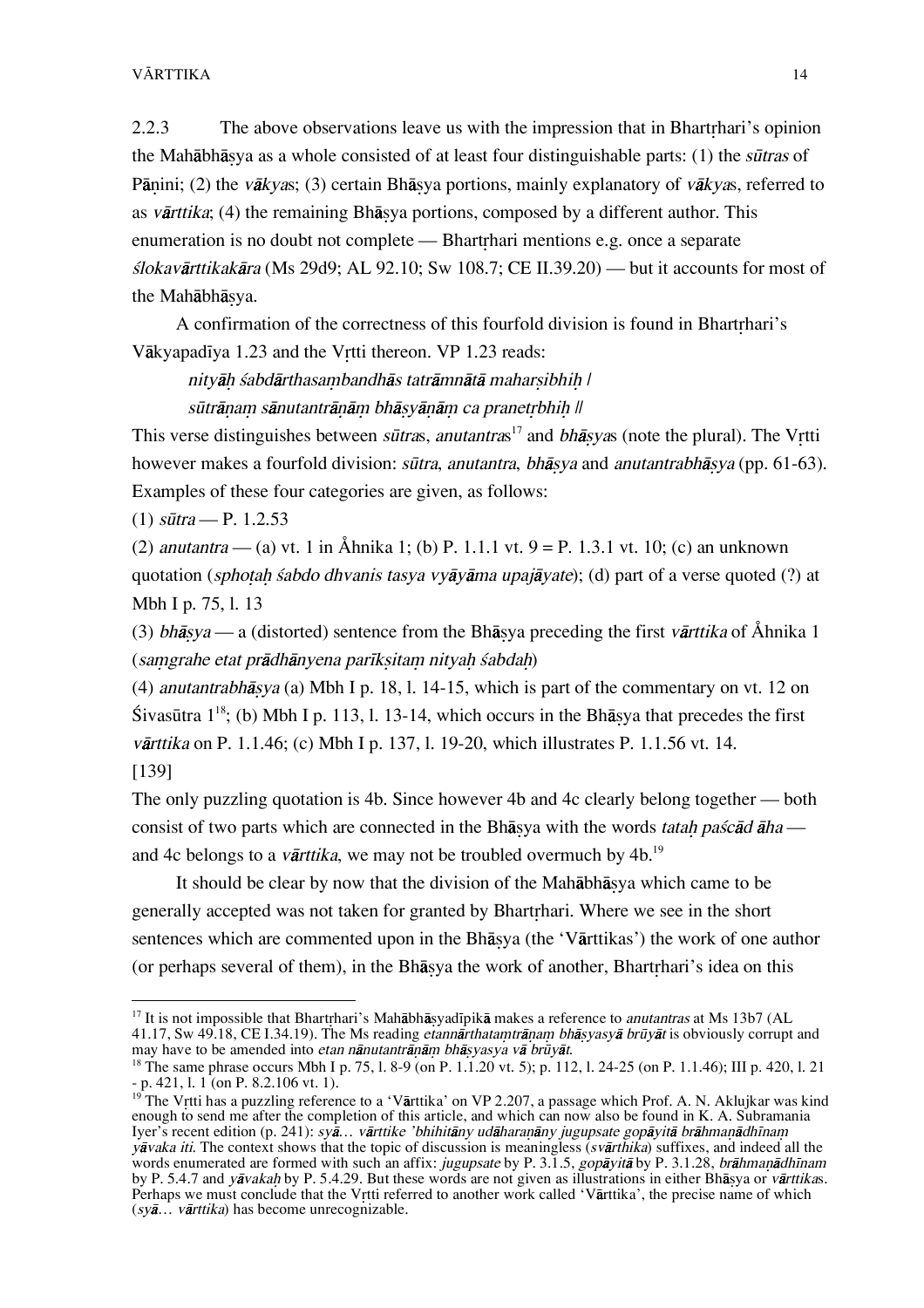2.2.3 The above observations leave us with the impression that in Bhartṛhari's opinion the Mahābhāṣya as a whole consisted of at least four distinguishable parts: (1) the *sūtras* of Pāṇini; (2) the *vākya*s; (3) certain Bhāṣya portions, mainly explanatory of *vākya*s, referred to as *vārttika*; (4) the remaining Bhāṣya portions, composed by a different author. This enumeration is no doubt not complete — Bhartṛhari mentions e.g. once a separate *ślokavārttikakāra* (Ms 29d9; AL 92.10; Sw 108.7; CE II.39.20) — but it accounts for most of the Mahābhāṣya.

A confirmation of the correctness of this fourfold division is found in Bhartṛhari's Vākyapadīya 1.23 and the Vṛtti thereon. VP 1.23 reads:

*nityāḥ śabdārthasaṃbandhās tatrāmnātā maharṣibhiḥ /*
*sūtrāṇaṃ sānutantrāṇāṃ bhāṣyāṇāṃ ca praṇetṛbhiḥ //*

This verse distinguishes between *sūtra*s, *anutantra*s[17] and *bhāṣya*s (note the plural). The Vṛtti however makes a fourfold division: *sūtra*, *anutantra*, *bhāṣya* and *anutantrabhāṣya* (pp. 61-63). Examples of these four categories are given, as follows:

(1) *sūtra* — P. 1.2.53

(2) *anutantra* — (a) vt. 1 in Åhnika 1; (b) P. 1.1.1 vt. 9 = P. 1.3.1 vt. 10; (c) an unknown quotation (*sphoṭaḥ śabdo dhvanis tasya vyāyāma upajāyate*); (d) part of a verse quoted (?) at Mbh I p. 75, l. 13

(3) *bhāṣya* — a (distorted) sentence from the Bhāṣya preceding the first *vārttika* of Åhnika 1 (*saṃgrahe etat prādhānyena parīkṣitaṃ nityaḥ śabdaḥ*)

(4) *anutantrabhāṣya* (a) Mbh I p. 18, l. 14-15, which is part of the commentary on vt. 12 on Śivasūtra 1[18]; (b) Mbh I p. 113, l. 13-14, which occurs in the Bhāṣya that precedes the first *vārttika* on P. 1.1.46; (c) Mbh I p. 137, l. 19-20, which illustrates P. 1.1.56 vt. 14.

[139]

The only puzzling quotation is 4b. Since however 4b and 4c clearly belong together — both consist of two parts which are connected in the Bhāṣya with the words *tataḥ paścād āha* — and 4c belongs to a *vārttika*, we may not be troubled overmuch by 4b.[19]

It should be clear by now that the division of the Mahābhāṣya which came to be generally accepted was not taken for granted by Bhartṛhari. Where we see in the short sentences which are commented upon in the Bhāṣya (the 'Vārttikas') the work of one author (or perhaps several of them), in the Bhāṣya the work of another, Bhartṛhari's idea on this

---

[17] It is not impossible that Bhartṛhari's Mahābhāṣyadīpikā makes a reference to *anutantras* at Ms 13b7 (AL 41.17, Sw 49.18, CE I.34.19). The Ms reading *etannārthataṃtrāṇaṃ bhāṣyasyā brūyāt* is obviously corrupt and may have to be amended into *etan nānutantrāṇāṃ bhāṣyasya vā brūyāt*.

[18] The same phrase occurs Mbh I p. 75, l. 8-9 (on P. 1.1.20 vt. 5); p. 112, l. 24-25 (on P. 1.1.46); III p. 420, l. 21 - p. 421, l. 1 (on P. 8.2.106 vt. 1).

[19] The Vṛtti has a puzzling reference to a 'Vārttika' on VP 2.207, a passage which Prof. A. N. Aklujkar was kind enough to send me after the completion of this article, and which can now also be found in K. A. Subramania Iyer's recent edition (p. 241): *syā… vārttike 'bhihitāny udāharaṇāny jugupsate gopāyitā brāhmaṇādhīnaṃ yāvaka iti*. The context shows that the topic of discussion is meaningless (*svārthika*) suffixes, and indeed all the words enumerated are formed with such an affix: *jugupsate* by P. 3.1.5, *gopāyitā* by P. 3.1.28, *brāhmaṇādhīnam* by P. 5.4.7 and *yāvakaḥ* by P. 5.4.29. But these words are not given as illustrations in either Bhāṣya or *vārttika*s. Perhaps we must conclude that the Vṛtti referred to another work called 'Vārttika', the precise name of which (*syā… vārttika*) has become unrecognizable.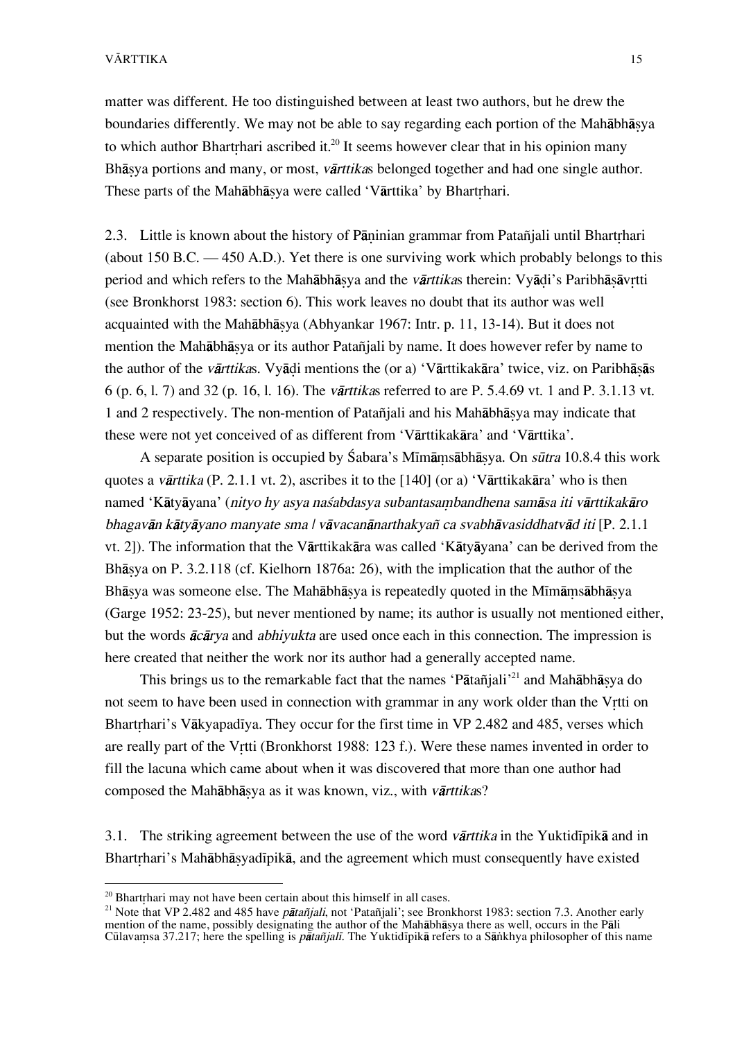matter was different. He too distinguished between at least two authors, but he drew the boundaries differently. We may not be able to say regarding each portion of the Mahābhāṣya to which author Bhartṛhari ascribed it.[20] It seems however clear that in his opinion many Bhāṣya portions and many, or most, *vārttika*s belonged together and had one single author. These parts of the Mahābhāṣya were called 'Vārttika' by Bhartṛhari.

2.3. Little is known about the history of Pāṇinian grammar from Patañjali until Bhartṛhari (about 150 B.C. — 450 A.D.). Yet there is one surviving work which probably belongs to this period and which refers to the Mahābhāṣya and the *vārttika*s therein: Vyāḍi's Paribhāṣāvṛtti (see Bronkhorst 1983: section 6). This work leaves no doubt that its author was well acquainted with the Mahābhāṣya (Abhyankar 1967: Intr. p. 11, 13-14). But it does not mention the Mahābhāṣya or its author Patañjali by name. It does however refer by name to the author of the *vārttika*s. Vyāḍi mentions the (or a) 'Vārttikakāra' twice, viz. on Paribhāṣās 6 (p. 6, l. 7) and 32 (p. 16, l. 16). The *vārttika*s referred to are P. 5.4.69 vt. 1 and P. 3.1.13 vt. 1 and 2 respectively. The non-mention of Patañjali and his Mahābhāṣya may indicate that these were not yet conceived of as different from 'Vārttikakāra' and 'Vārttika'.

A separate position is occupied by Śabara's Mīmāṃsābhāṣya. On *sūtra* 10.8.4 this work quotes a *vārttika* (P. 2.1.1 vt. 2), ascribes it to the [140] (or a) 'Vārttikakāra' who is then named 'Kātyāyana' (*nityo hy asya naśabdasya subantasaṃbandhena samāsa iti vārttikakāro bhagavān kātyāyano manyate sma / vāvacanānarthakyañ ca svabhāvasiddhatvād iti* [P. 2.1.1 vt. 2]). The information that the Vārttikakāra was called 'Kātyāyana' can be derived from the Bhāṣya on P. 3.2.118 (cf. Kielhorn 1876a: 26), with the implication that the author of the Bhāṣya was someone else. The Mahābhāṣya is repeatedly quoted in the Mīmāṃsābhāṣya (Garge 1952: 23-25), but never mentioned by name; its author is usually not mentioned either, but the words *ācārya* and *abhiyukta* are used once each in this connection. The impression is here created that neither the work nor its author had a generally accepted name.

This brings us to the remarkable fact that the names 'Pātañjali'[21] and Mahābhāṣya do not seem to have been used in connection with grammar in any work older than the Vṛtti on Bhartṛhari's Vākyapadīya. They occur for the first time in VP 2.482 and 485, verses which are really part of the Vṛtti (Bronkhorst 1988: 123 f.). Were these names invented in order to fill the lacuna which came about when it was discovered that more than one author had composed the Mahābhāṣya as it was known, viz., with *vārttika*s?

3.1. The striking agreement between the use of the word *vārttika* in the Yuktidīpikā and in Bhartṛhari's Mahābhāṣyadīpikā, and the agreement which must consequently have existed

---

[20] Bhartṛhari may not have been certain about this himself in all cases.

[21] Note that VP 2.482 and 485 have *pātañjali*, not 'Patañjali'; see Bronkhorst 1983: section 7.3. Another early mention of the name, possibly designating the author of the Mahābhāṣya there as well, occurs in the Pāli Cūlavaṃsa 37.217; here the spelling is *pātañjalī*. The Yuktidīpikā refers to a Sāṅkhya philosopher of this name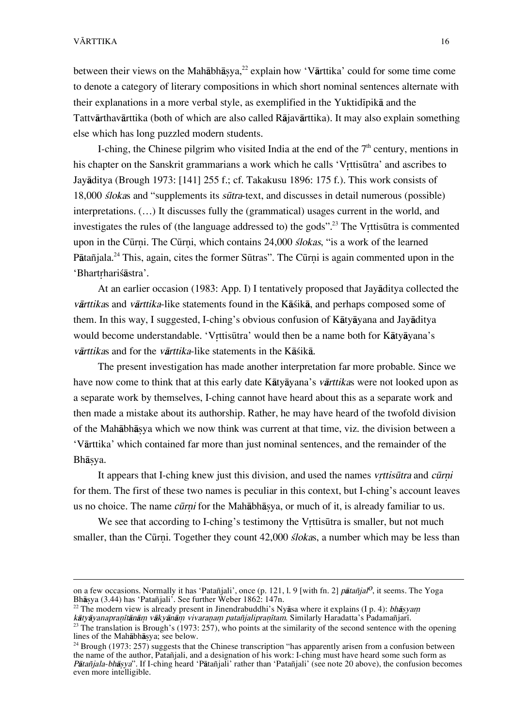between their views on the Mahābhāṣya,[22] explain how 'Vārttika' could for some time come to denote a category of literary compositions in which short nominal sentences alternate with their explanations in a more verbal style, as exemplified in the Yuktidīpikā and the Tattvārthavārttika (both of which are also called Rājavārttika). It may also explain something else which has long puzzled modern students.

I-ching, the Chinese pilgrim who visited India at the end of the 7th century, mentions in his chapter on the Sanskrit grammarians a work which he calls 'Vṛttisūtra' and ascribes to Jayāditya (Brough 1973: [141] 255 f.; cf. Takakusu 1896: 175 f.). This work consists of 18,000 *śloka*s and "supplements its *sūtra*-text, and discusses in detail numerous (possible) interpretations. (…) It discusses fully the (grammatical) usages current in the world, and investigates the rules of (the language addressed to) the gods".[23] The Vṛttisūtra is commented upon in the Cūrṇi. The Cūrṇi, which contains 24,000 *ślokas*, "is a work of the learned Pātañjala.[24] This, again, cites the former Sūtras". The Cūrṇi is again commented upon in the 'Bhartṛhariśāstra'.

At an earlier occasion (1983: App. I) I tentatively proposed that Jayāditya collected the *vārttika*s and *vārttika*-like statements found in the Kāśikā, and perhaps composed some of them. In this way, I suggested, I-ching's obvious confusion of Kātyāyana and Jayāditya would become understandable. 'Vṛttisūtra' would then be a name both for Kātyāyana's *vārttika*s and for the *vārttika*-like statements in the Kāśikā.

The present investigation has made another interpretation far more probable. Since we have now come to think that at this early date Kātyāyana's *vārttika*s were not looked upon as a separate work by themselves, I-ching cannot have heard about this as a separate work and then made a mistake about its authorship. Rather, he may have heard of the twofold division of the Mahābhāṣya which we now think was current at that time, viz. the division between a 'Vārttika' which contained far more than just nominal sentences, and the remainder of the Bhāṣya.

It appears that I-ching knew just this division, and used the names *vṛttisūtra* and *cūrṇi* for them. The first of these two names is peculiar in this context, but I-ching's account leaves us no choice. The name *cūrṇi* for the Mahābhāṣya, or much of it, is already familiar to us.

We see that according to I-ching's testimony the Vṛttisūtra is smaller, but not much smaller, than the Cūrṇi. Together they count 42,000 *śloka*s, a number which may be less than

---

on a few occasions. Normally it has 'Patañjali', once (p. 121, l. 9 [with fn. 2] *pātañjal*°, it seems. The Yoga Bhāṣya (3.44) has 'Patañjali'. See further Weber 1862: 147n.

[22] The modern view is already present in Jinendrabuddhi's Nyāsa where it explains (I p. 4): *bhāṣyaṃ kātyāyanapraṇītānāṃ vākyānāṃ vivaraṇaṃ patañjalipraṇītam*. Similarly Haradatta's Padamañjarī.

[23] The translation is Brough's (1973: 257), who points at the similarity of the second sentence with the opening lines of the Mahābhāṣya; see below.

[24] Brough (1973: 257) suggests that the Chinese transcription "has apparently arisen from a confusion between the name of the author, Patañjali, and a designation of his work: I-ching must have heard some such form as *Pātañjala-bhāṣya*". If I-ching heard 'Pātañjali' rather than 'Patañjali' (see note 20 above), the confusion becomes even more intelligible.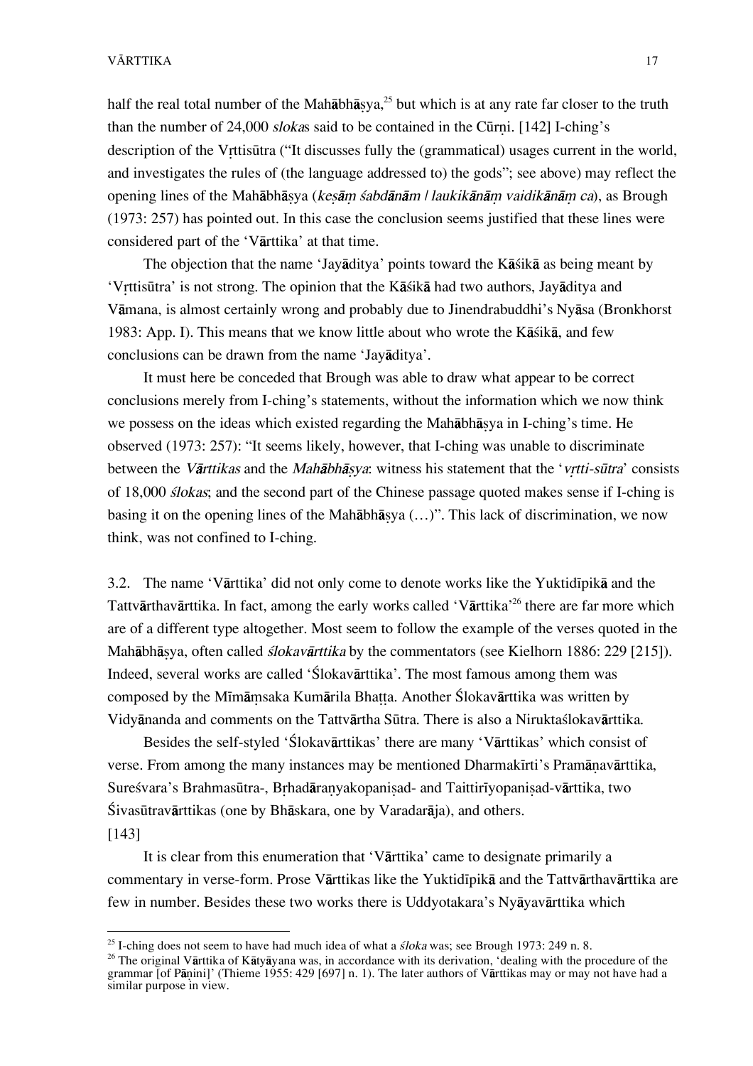half the real total number of the Mahābhāṣya,[25] but which is at any rate far closer to the truth than the number of 24,000 *śloka*s said to be contained in the Cūrṇi. [142] I-ching's description of the Vṛttisūtra ("It discusses fully the (grammatical) usages current in the world, and investigates the rules of (the language addressed to) the gods"; see above) may reflect the opening lines of the Mahābhāṣya (*keṣāṃ śabdānām / laukikānāṃ vaidikānāṃ ca*), as Brough (1973: 257) has pointed out. In this case the conclusion seems justified that these lines were considered part of the 'Vārttika' at that time.

The objection that the name 'Jayāditya' points toward the Kāśikā as being meant by 'Vṛttisūtra' is not strong. The opinion that the Kāśikā had two authors, Jayāditya and Vāmana, is almost certainly wrong and probably due to Jinendrabuddhi's Nyāsa (Bronkhorst 1983: App. I). This means that we know little about who wrote the Kāśikā, and few conclusions can be drawn from the name 'Jayāditya'.

It must here be conceded that Brough was able to draw what appear to be correct conclusions merely from I-ching's statements, without the information which we now think we possess on the ideas which existed regarding the Mahābhāṣya in I-ching's time. He observed (1973: 257): "It seems likely, however, that I-ching was unable to discriminate between the *Vārttikas* and the *Mahābhāṣya*: witness his statement that the '*vṛtti-sūtra*' consists of 18,000 *ślokas*; and the second part of the Chinese passage quoted makes sense if I-ching is basing it on the opening lines of the Mahābhāṣya (…)". This lack of discrimination, we now think, was not confined to I-ching.

3.2. The name 'Vārttika' did not only come to denote works like the Yuktidīpikā and the Tattvārthavārttika. In fact, among the early works called 'Vārttika'[26] there are far more which are of a different type altogether. Most seem to follow the example of the verses quoted in the Mahābhāṣya, often called *ślokavārttika* by the commentators (see Kielhorn 1886: 229 [215]). Indeed, several works are called 'Ślokavārttika'. The most famous among them was composed by the Mīmāṃsaka Kumārila Bhaṭṭa. Another Ślokavārttika was written by Vidyānanda and comments on the Tattvārtha Sūtra. There is also a Niruktaślokavārttika.

Besides the self-styled 'Ślokavārttikas' there are many 'Vārttikas' which consist of verse. From among the many instances may be mentioned Dharmakīrti's Pramāṇavārttika, Sureśvara's Brahmasūtra-, Bṛhadāraṇyakopaniṣad- and Taittirīyopaniṣad-vārttika, two Śivasūtravārttikas (one by Bhāskara, one by Varadarāja), and others.
[143]

It is clear from this enumeration that 'Vārttika' came to designate primarily a commentary in verse-form. Prose Vārttikas like the Yuktidīpikā and the Tattvārthavārttika are few in number. Besides these two works there is Uddyotakara's Nyāyavārttika which

---

[25] I-ching does not seem to have had much idea of what a *śloka* was; see Brough 1973: 249 n. 8.

[26] The original Vārttika of Kātyāyana was, in accordance with its derivation, 'dealing with the procedure of the grammar [of Pāṇini]' (Thieme 1955: 429 [697] n. 1). The later authors of Vārttikas may or may not have had a similar purpose in view.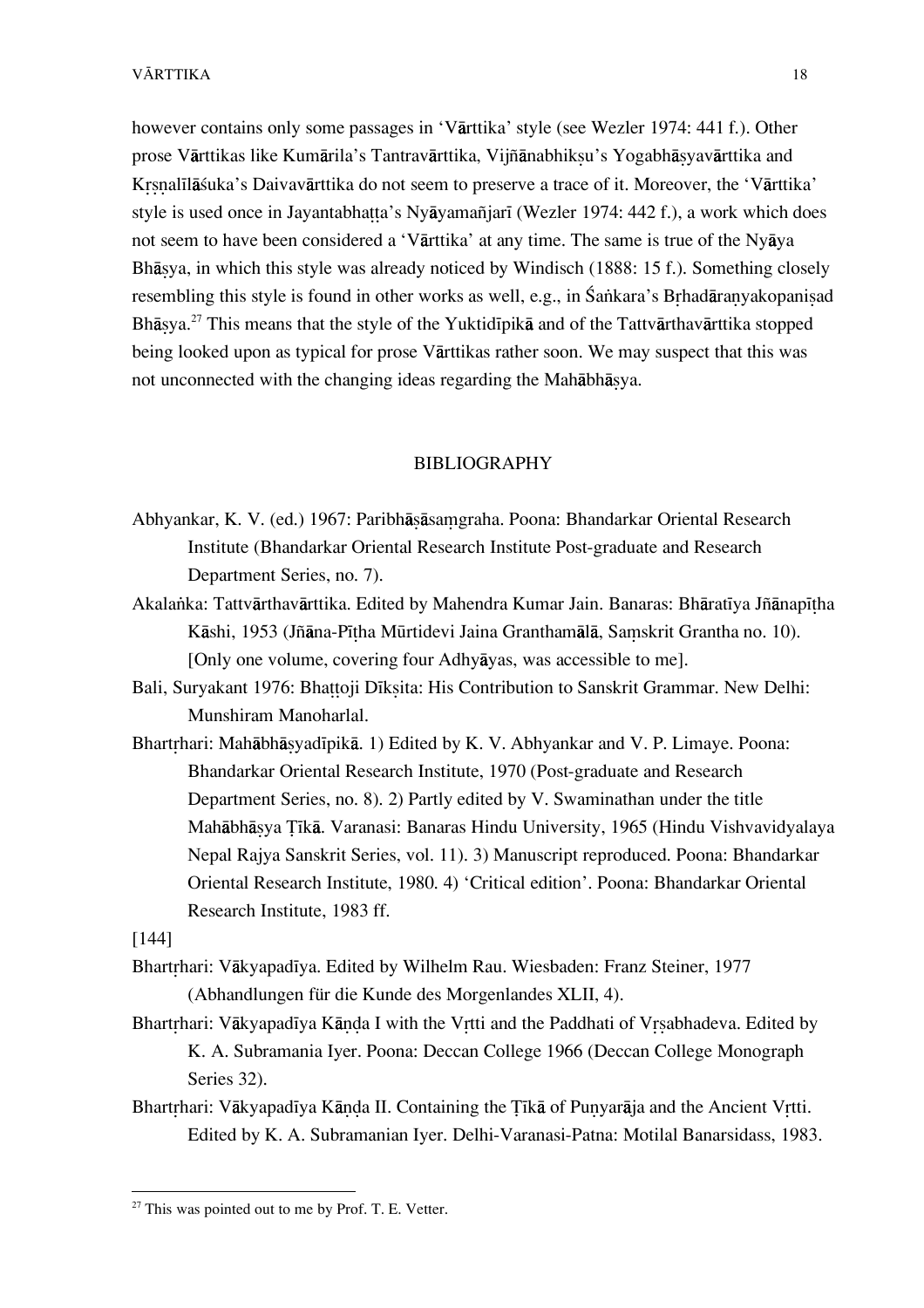however contains only some passages in 'Vārttika' style (see Wezler 1974: 441 f.). Other prose Vārttikas like Kumārila's Tantravārttika, Vijñānabhikṣu's Yogabhāṣyavārttika and Kṛṣṇalīlāśuka's Daivavārttika do not seem to preserve a trace of it. Moreover, the 'Vārttika' style is used once in Jayantabhaṭṭa's Nyāyamañjarī (Wezler 1974: 442 f.), a work which does not seem to have been considered a 'Vārttika' at any time. The same is true of the Nyāya Bhāṣya, in which this style was already noticed by Windisch (1888: 15 f.). Something closely resembling this style is found in other works as well, e.g., in Śaṅkara's Bṛhadāraṇyakopaniṣad Bhāṣya.[27] This means that the style of the Yuktidīpikā and of the Tattvārthavārttika stopped being looked upon as typical for prose Vārttikas rather soon. We may suspect that this was not unconnected with the changing ideas regarding the Mahābhāṣya.

## BIBLIOGRAPHY

Abhyankar, K. V. (ed.) 1967: Paribhāṣāsaṃgraha. Poona: Bhandarkar Oriental Research Institute (Bhandarkar Oriental Research Institute Post-graduate and Research Department Series, no. 7).

Akalaṅka: Tattvārthavārttika. Edited by Mahendra Kumar Jain. Banaras: Bhāratīya Jñānapīṭha Kāshi, 1953 (Jñāna-Pīṭha Mūrtidevi Jaina Granthamālā, Saṃskrit Grantha no. 10). [Only one volume, covering four Adhyāyas, was accessible to me].

Bali, Suryakant 1976: Bhaṭṭoji Dīkṣita: His Contribution to Sanskrit Grammar. New Delhi: Munshiram Manoharlal.

Bhartṛhari: Mahābhāṣyadīpikā. 1) Edited by K. V. Abhyankar and V. P. Limaye. Poona: Bhandarkar Oriental Research Institute, 1970 (Post-graduate and Research Department Series, no. 8). 2) Partly edited by V. Swaminathan under the title Mahābhāṣya Ṭīkā. Varanasi: Banaras Hindu University, 1965 (Hindu Vishvavidyalaya Nepal Rajya Sanskrit Series, vol. 11). 3) Manuscript reproduced. Poona: Bhandarkar Oriental Research Institute, 1980. 4) 'Critical edition'. Poona: Bhandarkar Oriental Research Institute, 1983 ff.

[144]

Bhartṛhari: Vākyapadīya. Edited by Wilhelm Rau. Wiesbaden: Franz Steiner, 1977 (Abhandlungen für die Kunde des Morgenlandes XLII, 4).

Bhartṛhari: Vākyapadīya Kāṇḍa I with the Vṛtti and the Paddhati of Vṛṣabhadeva. Edited by K. A. Subramania Iyer. Poona: Deccan College 1966 (Deccan College Monograph Series 32).

Bhartṛhari: Vākyapadīya Kāṇḍa II. Containing the Ṭīkā of Puṇyarāja and the Ancient Vṛtti. Edited by K. A. Subramanian Iyer. Delhi-Varanasi-Patna: Motilal Banarsidass, 1983.

---

[27] This was pointed out to me by Prof. T. E. Vetter.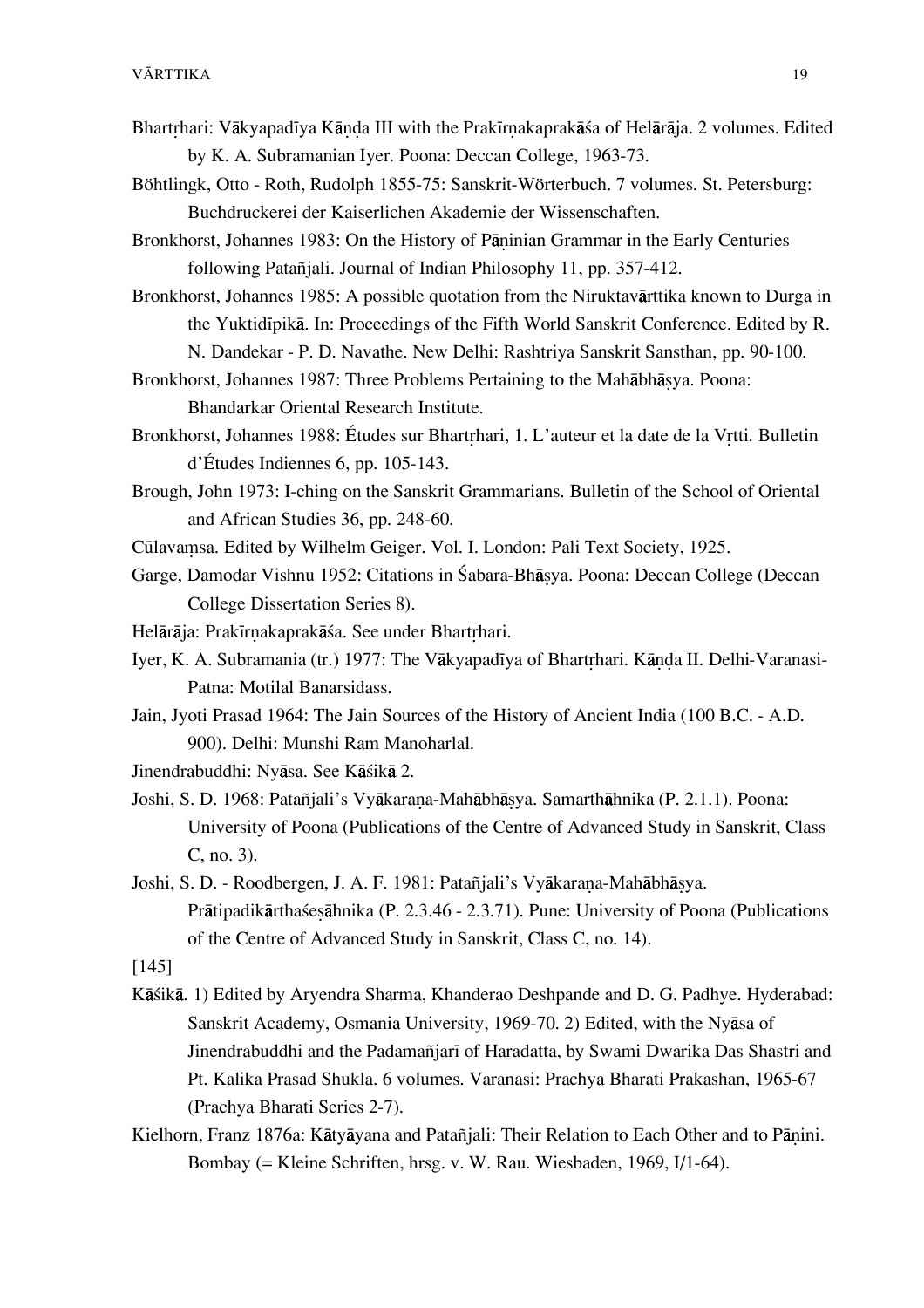Bhartṛhari: Vākyapadīya Kāṇḍa III with the Prakīrṇakaprakāśa of Helārāja. 2 volumes. Edited by K. A. Subramanian Iyer. Poona: Deccan College, 1963-73.

Böhtlingk, Otto - Roth, Rudolph 1855-75: Sanskrit-Wörterbuch. 7 volumes. St. Petersburg: Buchdruckerei der Kaiserlichen Akademie der Wissenschaften.

Bronkhorst, Johannes 1983: On the History of Pāṇinian Grammar in the Early Centuries following Patañjali. Journal of Indian Philosophy 11, pp. 357-412.

Bronkhorst, Johannes 1985: A possible quotation from the Niruktavārttika known to Durga in the Yuktidīpikā. In: Proceedings of the Fifth World Sanskrit Conference. Edited by R. N. Dandekar - P. D. Navathe. New Delhi: Rashtriya Sanskrit Sansthan, pp. 90-100.

Bronkhorst, Johannes 1987: Three Problems Pertaining to the Mahābhāṣya. Poona: Bhandarkar Oriental Research Institute.

Bronkhorst, Johannes 1988: Études sur Bhartṛhari, 1. L'auteur et la date de la Vṛtti. Bulletin d'Études Indiennes 6, pp. 105-143.

Brough, John 1973: I-ching on the Sanskrit Grammarians. Bulletin of the School of Oriental and African Studies 36, pp. 248-60.

Cūlavaṃsa. Edited by Wilhelm Geiger. Vol. I. London: Pali Text Society, 1925.

Garge, Damodar Vishnu 1952: Citations in Śabara-Bhāṣya. Poona: Deccan College (Deccan College Dissertation Series 8).

Helārāja: Prakīrṇakaprakāśa. See under Bhartṛhari.

Iyer, K. A. Subramania (tr.) 1977: The Vākyapadīya of Bhartṛhari. Kāṇḍa II. Delhi-Varanasi-Patna: Motilal Banarsidass.

Jain, Jyoti Prasad 1964: The Jain Sources of the History of Ancient India (100 B.C. - A.D. 900). Delhi: Munshi Ram Manoharlal.

Jinendrabuddhi: Nyāsa. See Kāśikā 2.

Joshi, S. D. 1968: Patañjali's Vyākaraṇa-Mahābhāṣya. Samarthāhnika (P. 2.1.1). Poona: University of Poona (Publications of the Centre of Advanced Study in Sanskrit, Class C, no. 3).

Joshi, S. D. - Roodbergen, J. A. F. 1981: Patañjali's Vyākaraṇa-Mahābhāṣya. Prātipadikārthaśeṣāhnika (P. 2.3.46 - 2.3.71). Pune: University of Poona (Publications of the Centre of Advanced Study in Sanskrit, Class C, no. 14).

[145]

Kāśikā. 1) Edited by Aryendra Sharma, Khanderao Deshpande and D. G. Padhye. Hyderabad: Sanskrit Academy, Osmania University, 1969-70. 2) Edited, with the Nyāsa of Jinendrabuddhi and the Padamañjarī of Haradatta, by Swami Dwarika Das Shastri and Pt. Kalika Prasad Shukla. 6 volumes. Varanasi: Prachya Bharati Prakashan, 1965-67 (Prachya Bharati Series 2-7).

Kielhorn, Franz 1876a: Kātyāyana and Patañjali: Their Relation to Each Other and to Pāṇini. Bombay (= Kleine Schriften, hrsg. v. W. Rau. Wiesbaden, 1969, I/1-64).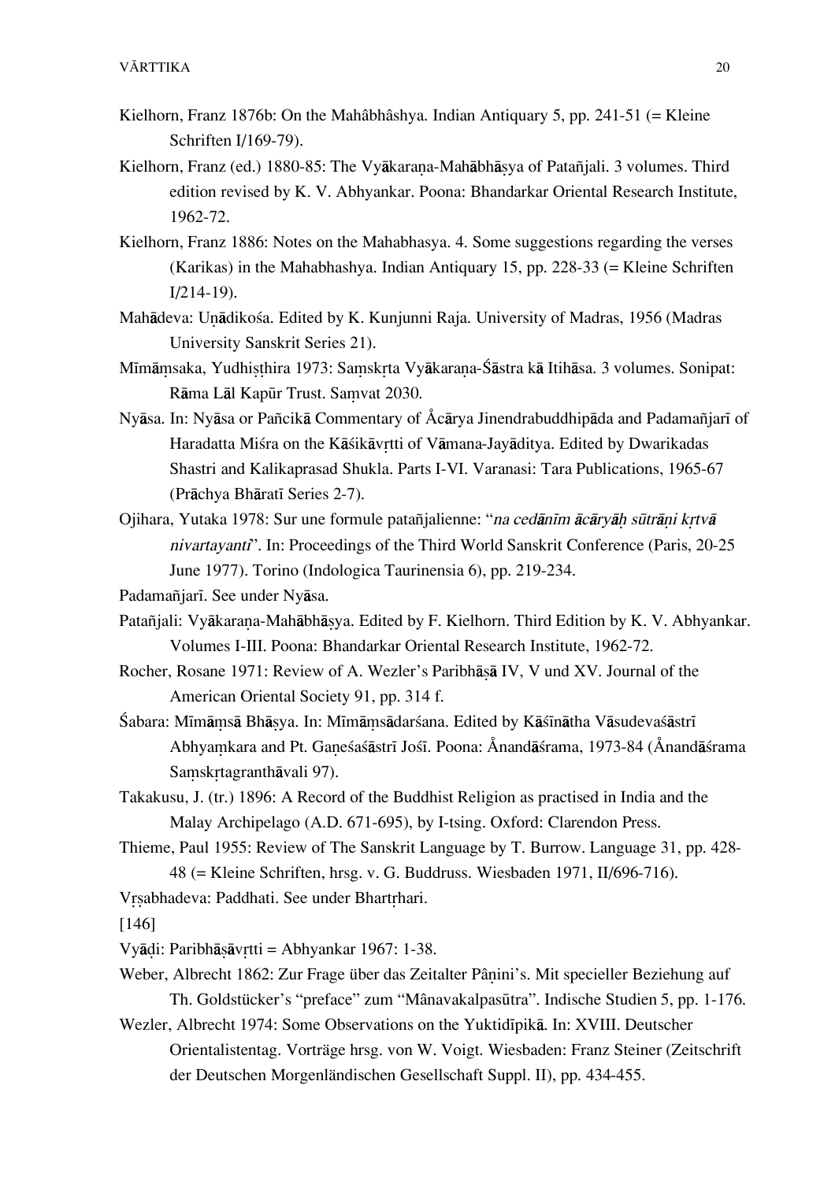Kielhorn, Franz 1876b: On the Mahâbhâshya. Indian Antiquary 5, pp. 241-51 (= Kleine Schriften I/169-79).

Kielhorn, Franz (ed.) 1880-85: The Vyākaraṇa-Mahābhāṣya of Patañjali. 3 volumes. Third edition revised by K. V. Abhyankar. Poona: Bhandarkar Oriental Research Institute, 1962-72.

Kielhorn, Franz 1886: Notes on the Mahabhasya. 4. Some suggestions regarding the verses (Karikas) in the Mahabhashya. Indian Antiquary 15, pp. 228-33 (= Kleine Schriften I/214-19).

Mahādeva: Uṇādikośa. Edited by K. Kunjunni Raja. University of Madras, 1956 (Madras University Sanskrit Series 21).

Mīmāṃsaka, Yudhiṣṭhira 1973: Saṃskṛta Vyākaraṇa-Śāstra kā Itihāsa. 3 volumes. Sonipat: Rāma Lāl Kapūr Trust. Saṃvat 2030.

Nyāsa. In: Nyāsa or Pañcikā Commentary of Åcārya Jinendrabuddhipāda and Padamañjarī of Haradatta Miśra on the Kāśikāvṛtti of Vāmana-Jayāditya. Edited by Dwarikadas Shastri and Kalikaprasad Shukla. Parts I-VI. Varanasi: Tara Publications, 1965-67 (Prāchya Bhāratī Series 2-7).

Ojihara, Yutaka 1978: Sur une formule patañjalienne: "*na cedānīm ācāryāḥ sūtrāṇi kṛtvā nivartayanti*". In: Proceedings of the Third World Sanskrit Conference (Paris, 20-25 June 1977). Torino (Indologica Taurinensia 6), pp. 219-234.

Padamañjarī. See under Nyāsa.

Patañjali: Vyākaraṇa-Mahābhāṣya. Edited by F. Kielhorn. Third Edition by K. V. Abhyankar. Volumes I-III. Poona: Bhandarkar Oriental Research Institute, 1962-72.

Rocher, Rosane 1971: Review of A. Wezler's Paribhāṣā IV, V und XV. Journal of the American Oriental Society 91, pp. 314 f.

Śabara: Mīmāṃsā Bhāṣya. In: Mīmāṃsādarśana. Edited by Kāśīnātha Vāsudevaśāstrī Abhyaṃkara and Pt. Gaṇeśaśāstrī Jośī. Poona: Ånandāśrama, 1973-84 (Ånandāśrama Saṃskṛtagranthāvali 97).

Takakusu, J. (tr.) 1896: A Record of the Buddhist Religion as practised in India and the Malay Archipelago (A.D. 671-695), by I-tsing. Oxford: Clarendon Press.

Thieme, Paul 1955: Review of The Sanskrit Language by T. Burrow. Language 31, pp. 428-48 (= Kleine Schriften, hrsg. v. G. Buddruss. Wiesbaden 1971, II/696-716).

Vṛṣabhadeva: Paddhati. See under Bhartṛhari.

[146]

Vyāḍi: Paribhāṣāvṛtti = Abhyankar 1967: 1-38.

Weber, Albrecht 1862: Zur Frage über das Zeitalter Pâṇini's. Mit specieller Beziehung auf Th. Goldstücker's "preface" zum "Mânavakalpasūtra". Indische Studien 5, pp. 1-176.

Wezler, Albrecht 1974: Some Observations on the Yuktidīpikā. In: XVIII. Deutscher Orientalistentag. Vorträge hrsg. von W. Voigt. Wiesbaden: Franz Steiner (Zeitschrift der Deutschen Morgenländischen Gesellschaft Suppl. II), pp. 434-455.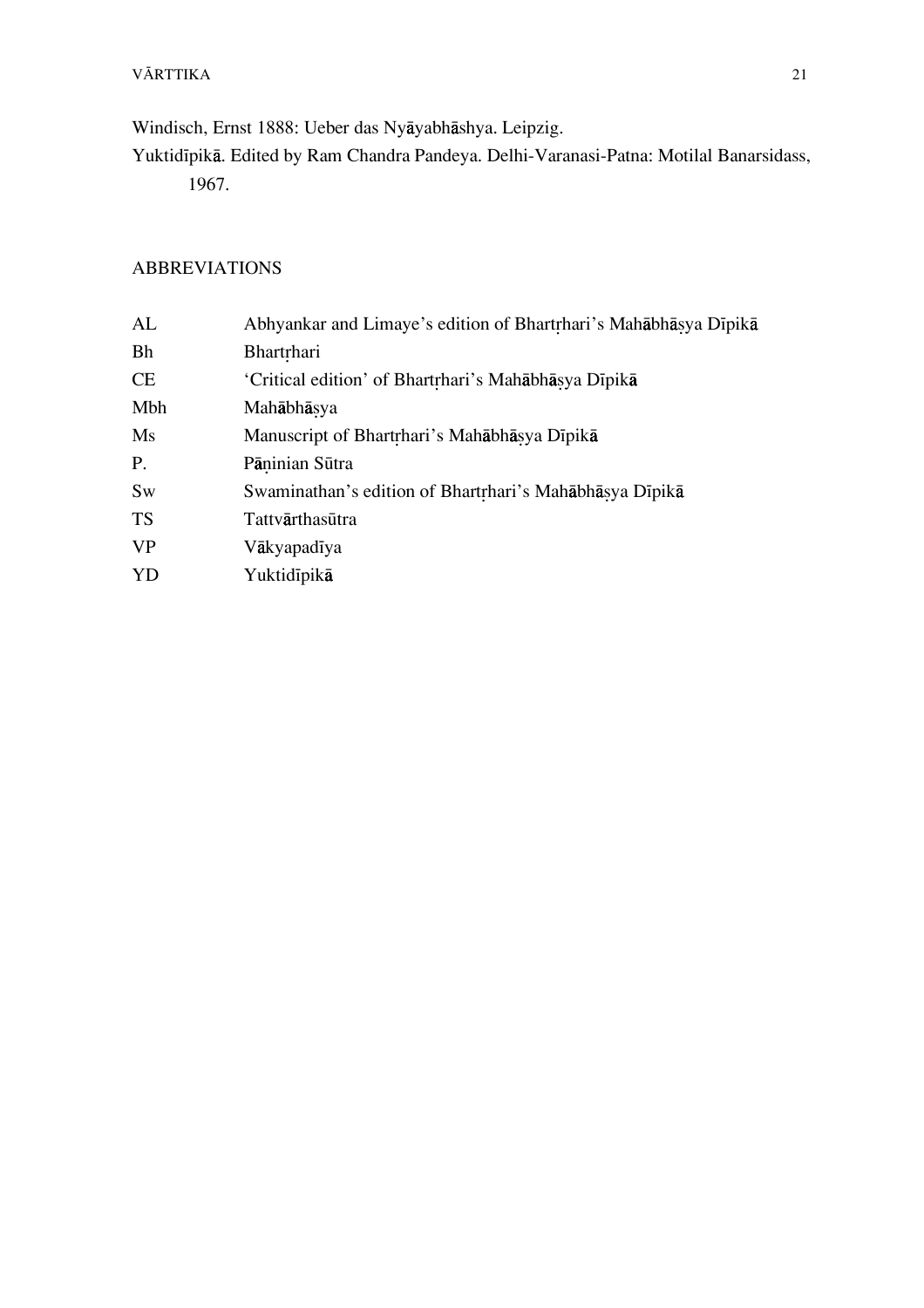Windisch, Ernst 1888: Ueber das Nyāyabhāshya. Leipzig.

Yuktidīpikā. Edited by Ram Chandra Pandeya. Delhi-Varanasi-Patna: Motilal Banarsidass, 1967.

## ABBREVIATIONS

| | |
|---|---|
| AL | Abhyankar and Limaye's edition of Bhartṛhari's Mahābhāṣya Dīpikā |
| Bh | Bhartṛhari |
| CE | 'Critical edition' of Bhartṛhari's Mahābhāṣya Dīpikā |
| Mbh | Mahābhāṣya |
| Ms | Manuscript of Bhartṛhari's Mahābhāṣya Dīpikā |
| P. | Pāṇinian Sūtra |
| Sw | Swaminathan's edition of Bhartṛhari's Mahābhāṣya Dīpikā |
| TS | Tattvārthasūtra |
| VP | Vākyapadīya |
| YD | Yuktidīpikā |